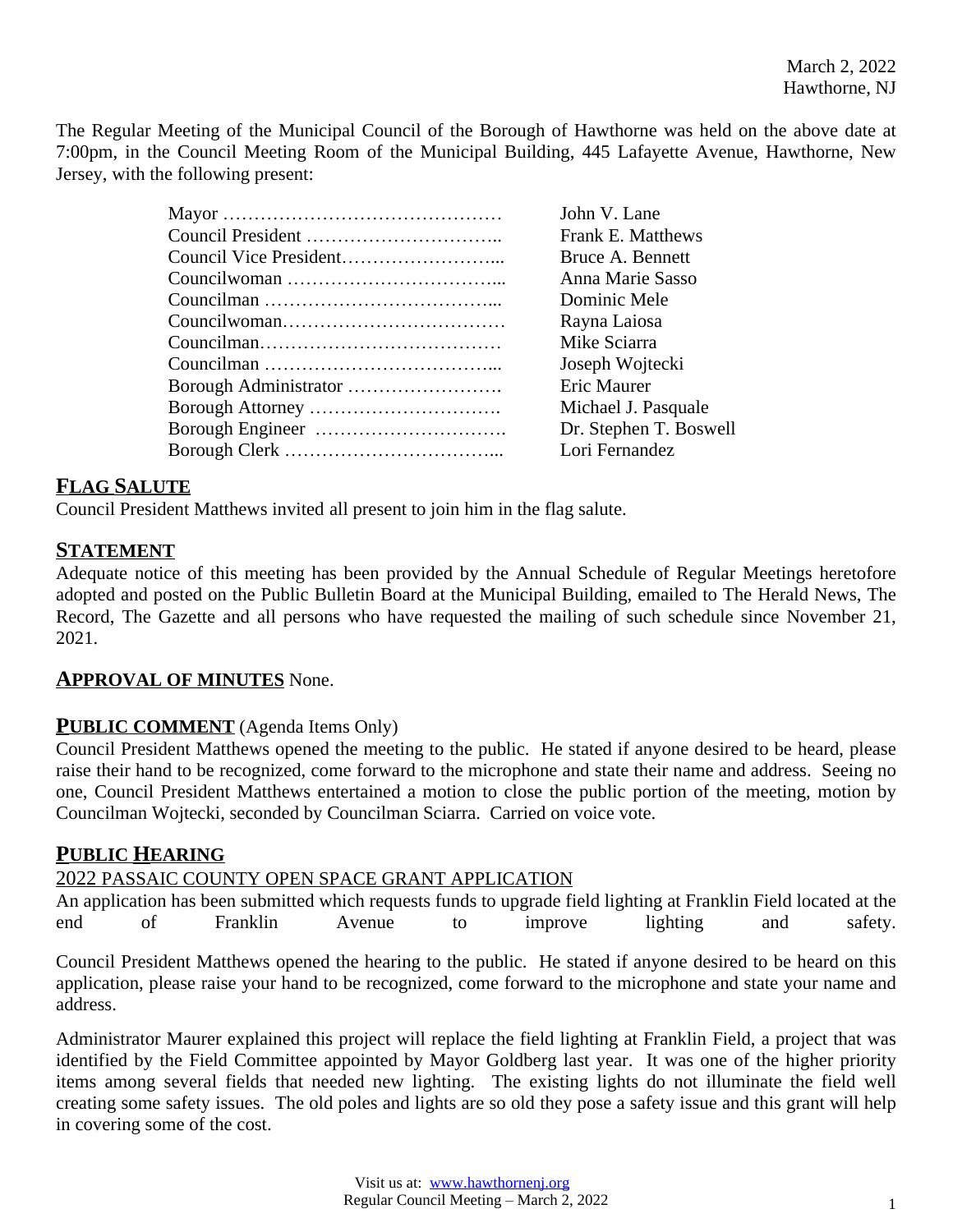March 2, 2022
Hawthorne, NJ

The Regular Meeting of the Municipal Council of the Borough of Hawthorne was held on the above date at 7:00pm, in the Council Meeting Room of the Municipal Building, 445 Lafayette Avenue, Hawthorne, New Jersey, with the following present:

| | |
|---|---|
| Mayor ……………………………………… | John V. Lane |
| Council President ………………………….. | Frank E. Matthews |
| Council Vice President……………………... | Bruce A. Bennett |
| Councilwoman ……………………………... | Anna Marie Sasso |
| Councilman ………………………………... | Dominic Mele |
| Councilwoman……………………………… | Rayna Laiosa |
| Councilman………………………………… | Mike Sciarra |
| Councilman ………………………………... | Joseph Wojtecki |
| Borough Administrator ……………………. | Eric Maurer |
| Borough Attorney …………………………. | Michael J. Pasquale |
| Borough Engineer …………………………. | Dr. Stephen T. Boswell |
| Borough Clerk ……………………………... | Lori Fernandez |

## FLAG SALUTE

Council President Matthews invited all present to join him in the flag salute.

## STATEMENT

Adequate notice of this meeting has been provided by the Annual Schedule of Regular Meetings heretofore adopted and posted on the Public Bulletin Board at the Municipal Building, emailed to The Herald News, The Record, The Gazette and all persons who have requested the mailing of such schedule since November 21, 2021.

## APPROVAL OF MINUTES None.

## PUBLIC COMMENT (Agenda Items Only)

Council President Matthews opened the meeting to the public. He stated if anyone desired to be heard, please raise their hand to be recognized, come forward to the microphone and state their name and address. Seeing no one, Council President Matthews entertained a motion to close the public portion of the meeting, motion by Councilman Wojtecki, seconded by Councilman Sciarra. Carried on voice vote.

## PUBLIC HEARING

2022 PASSAIC COUNTY OPEN SPACE GRANT APPLICATION

An application has been submitted which requests funds to upgrade field lighting at Franklin Field located at the end of Franklin Avenue to improve lighting and safety.

Council President Matthews opened the hearing to the public. He stated if anyone desired to be heard on this application, please raise your hand to be recognized, come forward to the microphone and state your name and address.

Administrator Maurer explained this project will replace the field lighting at Franklin Field, a project that was identified by the Field Committee appointed by Mayor Goldberg last year. It was one of the higher priority items among several fields that needed new lighting. The existing lights do not illuminate the field well creating some safety issues. The old poles and lights are so old they pose a safety issue and this grant will help in covering some of the cost.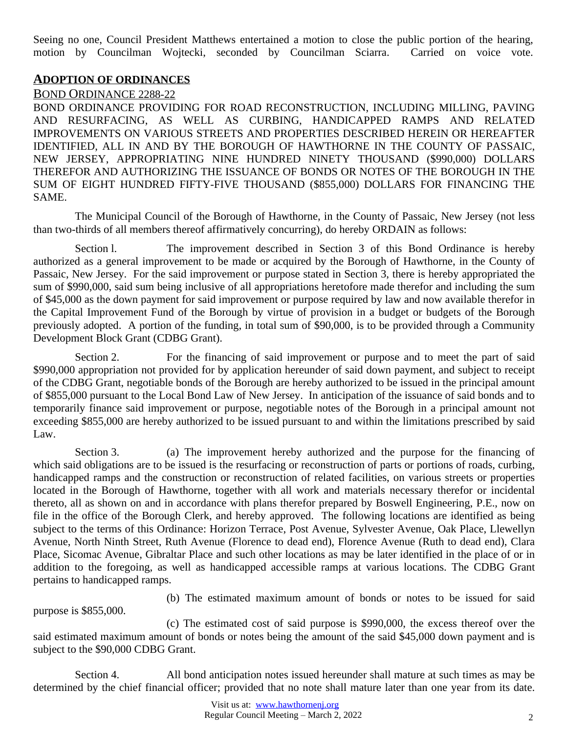Seeing no one, Council President Matthews entertained a motion to close the public portion of the hearing, motion by Councilman Wojtecki, seconded by Councilman Sciarra. Carried on voice vote.

## ADOPTION OF ORDINANCES

### BOND ORDINANCE 2288-22

BOND ORDINANCE PROVIDING FOR ROAD RECONSTRUCTION, INCLUDING MILLING, PAVING AND RESURFACING, AS WELL AS CURBING, HANDICAPPED RAMPS AND RELATED IMPROVEMENTS ON VARIOUS STREETS AND PROPERTIES DESCRIBED HEREIN OR HEREAFTER IDENTIFIED, ALL IN AND BY THE BOROUGH OF HAWTHORNE IN THE COUNTY OF PASSAIC, NEW JERSEY, APPROPRIATING NINE HUNDRED NINETY THOUSAND ($990,000) DOLLARS THEREFOR AND AUTHORIZING THE ISSUANCE OF BONDS OR NOTES OF THE BOROUGH IN THE SUM OF EIGHT HUNDRED FIFTY-FIVE THOUSAND ($855,000) DOLLARS FOR FINANCING THE SAME.

The Municipal Council of the Borough of Hawthorne, in the County of Passaic, New Jersey (not less than two-thirds of all members thereof affirmatively concurring), do hereby ORDAIN as follows:

Section l. The improvement described in Section 3 of this Bond Ordinance is hereby authorized as a general improvement to be made or acquired by the Borough of Hawthorne, in the County of Passaic, New Jersey. For the said improvement or purpose stated in Section 3, there is hereby appropriated the sum of $990,000, said sum being inclusive of all appropriations heretofore made therefor and including the sum of $45,000 as the down payment for said improvement or purpose required by law and now available therefor in the Capital Improvement Fund of the Borough by virtue of provision in a budget or budgets of the Borough previously adopted. A portion of the funding, in total sum of $90,000, is to be provided through a Community Development Block Grant (CDBG Grant).

Section 2. For the financing of said improvement or purpose and to meet the part of said $990,000 appropriation not provided for by application hereunder of said down payment, and subject to receipt of the CDBG Grant, negotiable bonds of the Borough are hereby authorized to be issued in the principal amount of $855,000 pursuant to the Local Bond Law of New Jersey. In anticipation of the issuance of said bonds and to temporarily finance said improvement or purpose, negotiable notes of the Borough in a principal amount not exceeding $855,000 are hereby authorized to be issued pursuant to and within the limitations prescribed by said Law.

Section 3. (a) The improvement hereby authorized and the purpose for the financing of which said obligations are to be issued is the resurfacing or reconstruction of parts or portions of roads, curbing, handicapped ramps and the construction or reconstruction of related facilities, on various streets or properties located in the Borough of Hawthorne, together with all work and materials necessary therefor or incidental thereto, all as shown on and in accordance with plans therefor prepared by Boswell Engineering, P.E., now on file in the office of the Borough Clerk, and hereby approved. The following locations are identified as being subject to the terms of this Ordinance: Horizon Terrace, Post Avenue, Sylvester Avenue, Oak Place, Llewellyn Avenue, North Ninth Street, Ruth Avenue (Florence to dead end), Florence Avenue (Ruth to dead end), Clara Place, Sicomac Avenue, Gibraltar Place and such other locations as may be later identified in the place of or in addition to the foregoing, as well as handicapped accessible ramps at various locations. The CDBG Grant pertains to handicapped ramps.

(b) The estimated maximum amount of bonds or notes to be issued for said purpose is $855,000.

(c) The estimated cost of said purpose is $990,000, the excess thereof over the said estimated maximum amount of bonds or notes being the amount of the said $45,000 down payment and is subject to the $90,000 CDBG Grant.

Section 4. All bond anticipation notes issued hereunder shall mature at such times as may be determined by the chief financial officer; provided that no note shall mature later than one year from its date.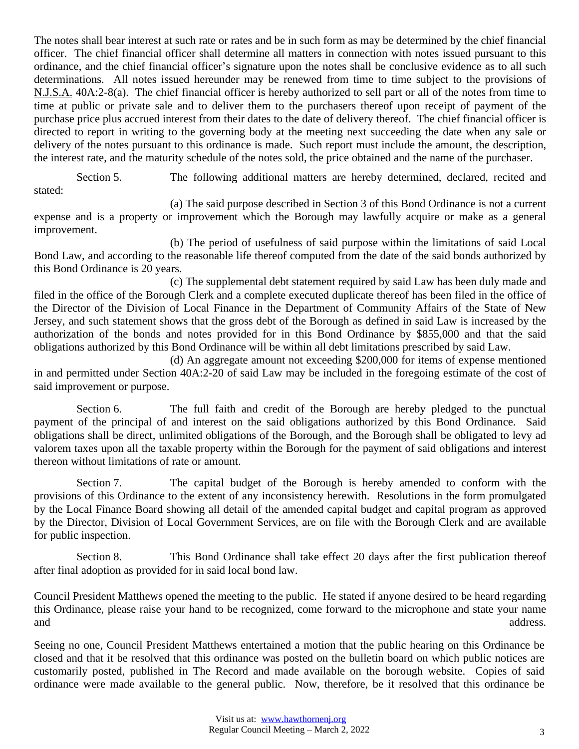The notes shall bear interest at such rate or rates and be in such form as may be determined by the chief financial officer. The chief financial officer shall determine all matters in connection with notes issued pursuant to this ordinance, and the chief financial officer's signature upon the notes shall be conclusive evidence as to all such determinations. All notes issued hereunder may be renewed from time to time subject to the provisions of N.J.S.A. 40A:2-8(a). The chief financial officer is hereby authorized to sell part or all of the notes from time to time at public or private sale and to deliver them to the purchasers thereof upon receipt of payment of the purchase price plus accrued interest from their dates to the date of delivery thereof. The chief financial officer is directed to report in writing to the governing body at the meeting next succeeding the date when any sale or delivery of the notes pursuant to this ordinance is made. Such report must include the amount, the description, the interest rate, and the maturity schedule of the notes sold, the price obtained and the name of the purchaser.

Section 5. The following additional matters are hereby determined, declared, recited and stated:

(a) The said purpose described in Section 3 of this Bond Ordinance is not a current expense and is a property or improvement which the Borough may lawfully acquire or make as a general improvement.

(b) The period of usefulness of said purpose within the limitations of said Local Bond Law, and according to the reasonable life thereof computed from the date of the said bonds authorized by this Bond Ordinance is 20 years.

(c) The supplemental debt statement required by said Law has been duly made and filed in the office of the Borough Clerk and a complete executed duplicate thereof has been filed in the office of the Director of the Division of Local Finance in the Department of Community Affairs of the State of New Jersey, and such statement shows that the gross debt of the Borough as defined in said Law is increased by the authorization of the bonds and notes provided for in this Bond Ordinance by $855,000 and that the said obligations authorized by this Bond Ordinance will be within all debt limitations prescribed by said Law.

(d) An aggregate amount not exceeding $200,000 for items of expense mentioned in and permitted under Section 40A:2-20 of said Law may be included in the foregoing estimate of the cost of said improvement or purpose.

Section 6. The full faith and credit of the Borough are hereby pledged to the punctual payment of the principal of and interest on the said obligations authorized by this Bond Ordinance. Said obligations shall be direct, unlimited obligations of the Borough, and the Borough shall be obligated to levy ad valorem taxes upon all the taxable property within the Borough for the payment of said obligations and interest thereon without limitations of rate or amount.

Section 7. The capital budget of the Borough is hereby amended to conform with the provisions of this Ordinance to the extent of any inconsistency herewith. Resolutions in the form promulgated by the Local Finance Board showing all detail of the amended capital budget and capital program as approved by the Director, Division of Local Government Services, are on file with the Borough Clerk and are available for public inspection.

Section 8. This Bond Ordinance shall take effect 20 days after the first publication thereof after final adoption as provided for in said local bond law.

Council President Matthews opened the meeting to the public. He stated if anyone desired to be heard regarding this Ordinance, please raise your hand to be recognized, come forward to the microphone and state your name and address.

Seeing no one, Council President Matthews entertained a motion that the public hearing on this Ordinance be closed and that it be resolved that this ordinance was posted on the bulletin board on which public notices are customarily posted, published in The Record and made available on the borough website. Copies of said ordinance were made available to the general public. Now, therefore, be it resolved that this ordinance be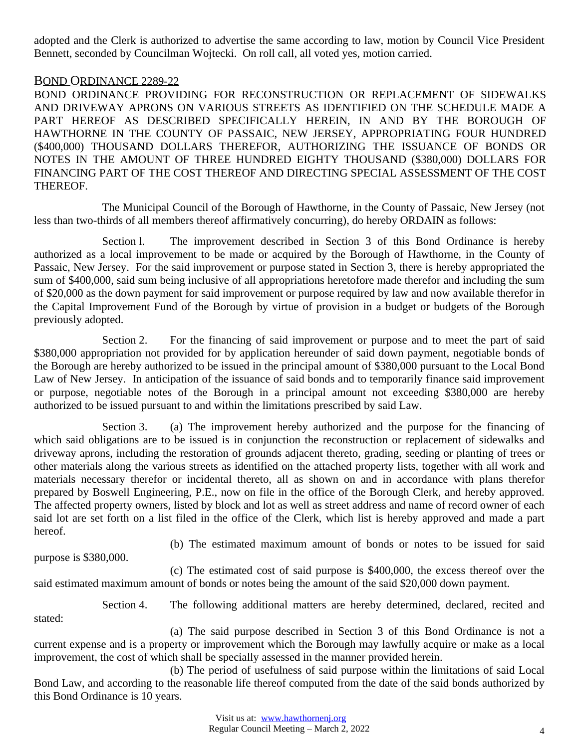adopted and the Clerk is authorized to advertise the same according to law, motion by Council Vice President Bennett, seconded by Councilman Wojtecki. On roll call, all voted yes, motion carried.

## BOND ORDINANCE 2289-22

BOND ORDINANCE PROVIDING FOR RECONSTRUCTION OR REPLACEMENT OF SIDEWALKS AND DRIVEWAY APRONS ON VARIOUS STREETS AS IDENTIFIED ON THE SCHEDULE MADE A PART HEREOF AS DESCRIBED SPECIFICALLY HEREIN, IN AND BY THE BOROUGH OF HAWTHORNE IN THE COUNTY OF PASSAIC, NEW JERSEY, APPROPRIATING FOUR HUNDRED ($400,000) THOUSAND DOLLARS THEREFOR, AUTHORIZING THE ISSUANCE OF BONDS OR NOTES IN THE AMOUNT OF THREE HUNDRED EIGHTY THOUSAND ($380,000) DOLLARS FOR FINANCING PART OF THE COST THEREOF AND DIRECTING SPECIAL ASSESSMENT OF THE COST THEREOF.

The Municipal Council of the Borough of Hawthorne, in the County of Passaic, New Jersey (not less than two-thirds of all members thereof affirmatively concurring), do hereby ORDAIN as follows:

Section l. The improvement described in Section 3 of this Bond Ordinance is hereby authorized as a local improvement to be made or acquired by the Borough of Hawthorne, in the County of Passaic, New Jersey. For the said improvement or purpose stated in Section 3, there is hereby appropriated the sum of $400,000, said sum being inclusive of all appropriations heretofore made therefor and including the sum of $20,000 as the down payment for said improvement or purpose required by law and now available therefor in the Capital Improvement Fund of the Borough by virtue of provision in a budget or budgets of the Borough previously adopted.

Section 2. For the financing of said improvement or purpose and to meet the part of said $380,000 appropriation not provided for by application hereunder of said down payment, negotiable bonds of the Borough are hereby authorized to be issued in the principal amount of $380,000 pursuant to the Local Bond Law of New Jersey. In anticipation of the issuance of said bonds and to temporarily finance said improvement or purpose, negotiable notes of the Borough in a principal amount not exceeding $380,000 are hereby authorized to be issued pursuant to and within the limitations prescribed by said Law.

Section 3. (a) The improvement hereby authorized and the purpose for the financing of which said obligations are to be issued is in conjunction the reconstruction or replacement of sidewalks and driveway aprons, including the restoration of grounds adjacent thereto, grading, seeding or planting of trees or other materials along the various streets as identified on the attached property lists, together with all work and materials necessary therefor or incidental thereto, all as shown on and in accordance with plans therefor prepared by Boswell Engineering, P.E., now on file in the office of the Borough Clerk, and hereby approved. The affected property owners, listed by block and lot as well as street address and name of record owner of each said lot are set forth on a list filed in the office of the Clerk, which list is hereby approved and made a part hereof.

(b) The estimated maximum amount of bonds or notes to be issued for said purpose is $380,000.

(c) The estimated cost of said purpose is $400,000, the excess thereof over the said estimated maximum amount of bonds or notes being the amount of the said $20,000 down payment.

Section 4. The following additional matters are hereby determined, declared, recited and stated:

(a) The said purpose described in Section 3 of this Bond Ordinance is not a current expense and is a property or improvement which the Borough may lawfully acquire or make as a local improvement, the cost of which shall be specially assessed in the manner provided herein.

(b) The period of usefulness of said purpose within the limitations of said Local Bond Law, and according to the reasonable life thereof computed from the date of the said bonds authorized by this Bond Ordinance is 10 years.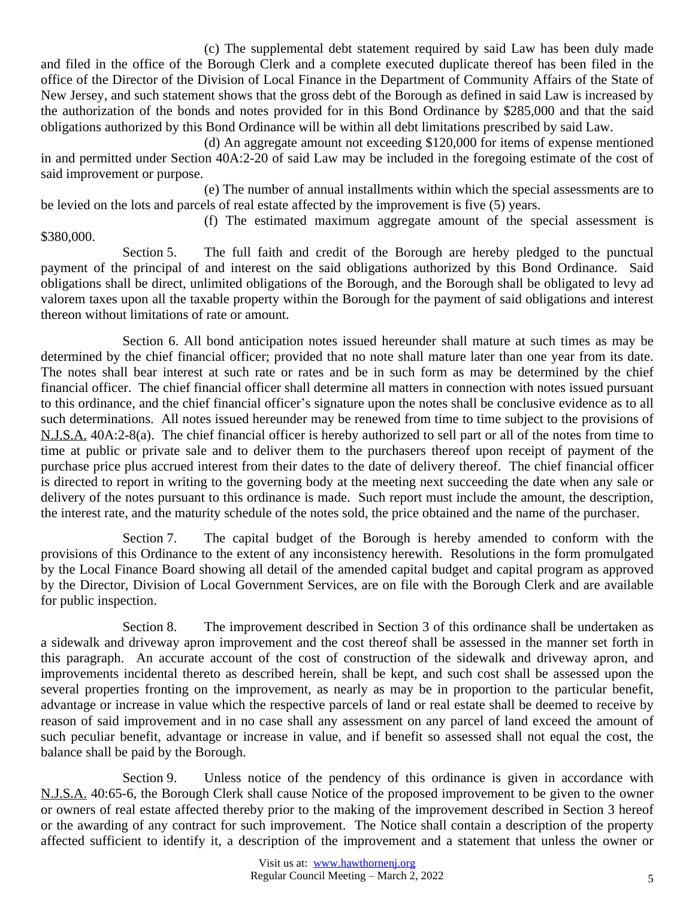(c) The supplemental debt statement required by said Law has been duly made and filed in the office of the Borough Clerk and a complete executed duplicate thereof has been filed in the office of the Director of the Division of Local Finance in the Department of Community Affairs of the State of New Jersey, and such statement shows that the gross debt of the Borough as defined in said Law is increased by the authorization of the bonds and notes provided for in this Bond Ordinance by $285,000 and that the said obligations authorized by this Bond Ordinance will be within all debt limitations prescribed by said Law.

(d) An aggregate amount not exceeding $120,000 for items of expense mentioned in and permitted under Section 40A:2-20 of said Law may be included in the foregoing estimate of the cost of said improvement or purpose.

(e) The number of annual installments within which the special assessments are to be levied on the lots and parcels of real estate affected by the improvement is five (5) years.

(f) The estimated maximum aggregate amount of the special assessment is $380,000.

Section 5. The full faith and credit of the Borough are hereby pledged to the punctual payment of the principal of and interest on the said obligations authorized by this Bond Ordinance. Said obligations shall be direct, unlimited obligations of the Borough, and the Borough shall be obligated to levy ad valorem taxes upon all the taxable property within the Borough for the payment of said obligations and interest thereon without limitations of rate or amount.

Section 6. All bond anticipation notes issued hereunder shall mature at such times as may be determined by the chief financial officer; provided that no note shall mature later than one year from its date. The notes shall bear interest at such rate or rates and be in such form as may be determined by the chief financial officer. The chief financial officer shall determine all matters in connection with notes issued pursuant to this ordinance, and the chief financial officer's signature upon the notes shall be conclusive evidence as to all such determinations. All notes issued hereunder may be renewed from time to time subject to the provisions of N.J.S.A. 40A:2-8(a). The chief financial officer is hereby authorized to sell part or all of the notes from time to time at public or private sale and to deliver them to the purchasers thereof upon receipt of payment of the purchase price plus accrued interest from their dates to the date of delivery thereof. The chief financial officer is directed to report in writing to the governing body at the meeting next succeeding the date when any sale or delivery of the notes pursuant to this ordinance is made. Such report must include the amount, the description, the interest rate, and the maturity schedule of the notes sold, the price obtained and the name of the purchaser.

Section 7. The capital budget of the Borough is hereby amended to conform with the provisions of this Ordinance to the extent of any inconsistency herewith. Resolutions in the form promulgated by the Local Finance Board showing all detail of the amended capital budget and capital program as approved by the Director, Division of Local Government Services, are on file with the Borough Clerk and are available for public inspection.

Section 8. The improvement described in Section 3 of this ordinance shall be undertaken as a sidewalk and driveway apron improvement and the cost thereof shall be assessed in the manner set forth in this paragraph. An accurate account of the cost of construction of the sidewalk and driveway apron, and improvements incidental thereto as described herein, shall be kept, and such cost shall be assessed upon the several properties fronting on the improvement, as nearly as may be in proportion to the particular benefit, advantage or increase in value which the respective parcels of land or real estate shall be deemed to receive by reason of said improvement and in no case shall any assessment on any parcel of land exceed the amount of such peculiar benefit, advantage or increase in value, and if benefit so assessed shall not equal the cost, the balance shall be paid by the Borough.

Section 9. Unless notice of the pendency of this ordinance is given in accordance with N.J.S.A. 40:65-6, the Borough Clerk shall cause Notice of the proposed improvement to be given to the owner or owners of real estate affected thereby prior to the making of the improvement described in Section 3 hereof or the awarding of any contract for such improvement. The Notice shall contain a description of the property affected sufficient to identify it, a description of the improvement and a statement that unless the owner or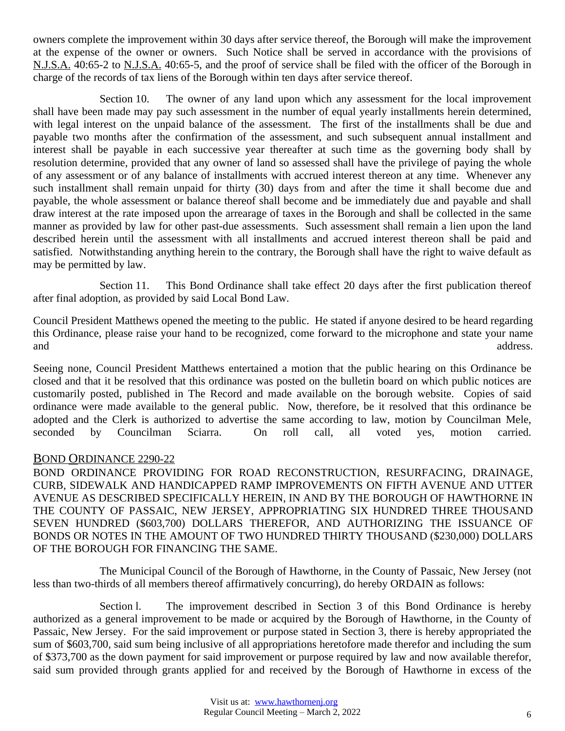owners complete the improvement within 30 days after service thereof, the Borough will make the improvement at the expense of the owner or owners. Such Notice shall be served in accordance with the provisions of N.J.S.A. 40:65-2 to N.J.S.A. 40:65-5, and the proof of service shall be filed with the officer of the Borough in charge of the records of tax liens of the Borough within ten days after service thereof.

Section 10. The owner of any land upon which any assessment for the local improvement shall have been made may pay such assessment in the number of equal yearly installments herein determined, with legal interest on the unpaid balance of the assessment. The first of the installments shall be due and payable two months after the confirmation of the assessment, and such subsequent annual installment and interest shall be payable in each successive year thereafter at such time as the governing body shall by resolution determine, provided that any owner of land so assessed shall have the privilege of paying the whole of any assessment or of any balance of installments with accrued interest thereon at any time. Whenever any such installment shall remain unpaid for thirty (30) days from and after the time it shall become due and payable, the whole assessment or balance thereof shall become and be immediately due and payable and shall draw interest at the rate imposed upon the arrearage of taxes in the Borough and shall be collected in the same manner as provided by law for other past-due assessments. Such assessment shall remain a lien upon the land described herein until the assessment with all installments and accrued interest thereon shall be paid and satisfied. Notwithstanding anything herein to the contrary, the Borough shall have the right to waive default as may be permitted by law.

Section 11. This Bond Ordinance shall take effect 20 days after the first publication thereof after final adoption, as provided by said Local Bond Law.

Council President Matthews opened the meeting to the public. He stated if anyone desired to be heard regarding this Ordinance, please raise your hand to be recognized, come forward to the microphone and state your name and address.

Seeing none, Council President Matthews entertained a motion that the public hearing on this Ordinance be closed and that it be resolved that this ordinance was posted on the bulletin board on which public notices are customarily posted, published in The Record and made available on the borough website. Copies of said ordinance were made available to the general public. Now, therefore, be it resolved that this ordinance be adopted and the Clerk is authorized to advertise the same according to law, motion by Councilman Mele, seconded by Councilman Sciarra. On roll call, all voted yes, motion carried.

## BOND ORDINANCE 2290-22

BOND ORDINANCE PROVIDING FOR ROAD RECONSTRUCTION, RESURFACING, DRAINAGE, CURB, SIDEWALK AND HANDICAPPED RAMP IMPROVEMENTS ON FIFTH AVENUE AND UTTER AVENUE AS DESCRIBED SPECIFICALLY HEREIN, IN AND BY THE BOROUGH OF HAWTHORNE IN THE COUNTY OF PASSAIC, NEW JERSEY, APPROPRIATING SIX HUNDRED THREE THOUSAND SEVEN HUNDRED ($603,700) DOLLARS THEREFOR, AND AUTHORIZING THE ISSUANCE OF BONDS OR NOTES IN THE AMOUNT OF TWO HUNDRED THIRTY THOUSAND ($230,000) DOLLARS OF THE BOROUGH FOR FINANCING THE SAME.

The Municipal Council of the Borough of Hawthorne, in the County of Passaic, New Jersey (not less than two-thirds of all members thereof affirmatively concurring), do hereby ORDAIN as follows:

Section l. The improvement described in Section 3 of this Bond Ordinance is hereby authorized as a general improvement to be made or acquired by the Borough of Hawthorne, in the County of Passaic, New Jersey. For the said improvement or purpose stated in Section 3, there is hereby appropriated the sum of $603,700, said sum being inclusive of all appropriations heretofore made therefor and including the sum of $373,700 as the down payment for said improvement or purpose required by law and now available therefor, said sum provided through grants applied for and received by the Borough of Hawthorne in excess of the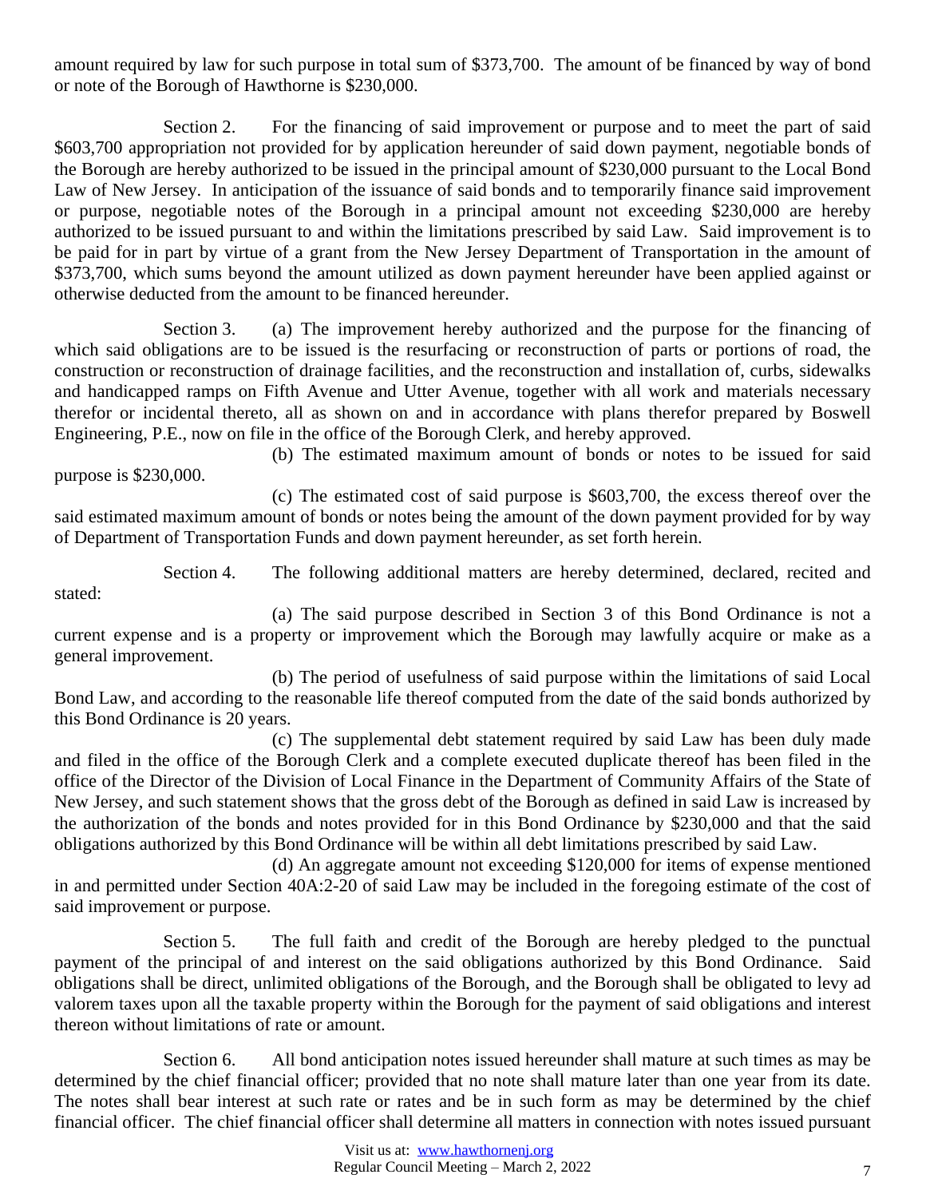amount required by law for such purpose in total sum of $373,700. The amount of be financed by way of bond or note of the Borough of Hawthorne is $230,000.

Section 2. For the financing of said improvement or purpose and to meet the part of said $603,700 appropriation not provided for by application hereunder of said down payment, negotiable bonds of the Borough are hereby authorized to be issued in the principal amount of $230,000 pursuant to the Local Bond Law of New Jersey. In anticipation of the issuance of said bonds and to temporarily finance said improvement or purpose, negotiable notes of the Borough in a principal amount not exceeding $230,000 are hereby authorized to be issued pursuant to and within the limitations prescribed by said Law. Said improvement is to be paid for in part by virtue of a grant from the New Jersey Department of Transportation in the amount of $373,700, which sums beyond the amount utilized as down payment hereunder have been applied against or otherwise deducted from the amount to be financed hereunder.

Section 3. (a) The improvement hereby authorized and the purpose for the financing of which said obligations are to be issued is the resurfacing or reconstruction of parts or portions of road, the construction or reconstruction of drainage facilities, and the reconstruction and installation of, curbs, sidewalks and handicapped ramps on Fifth Avenue and Utter Avenue, together with all work and materials necessary therefor or incidental thereto, all as shown on and in accordance with plans therefor prepared by Boswell Engineering, P.E., now on file in the office of the Borough Clerk, and hereby approved.

(b) The estimated maximum amount of bonds or notes to be issued for said purpose is $230,000.

(c) The estimated cost of said purpose is $603,700, the excess thereof over the said estimated maximum amount of bonds or notes being the amount of the down payment provided for by way of Department of Transportation Funds and down payment hereunder, as set forth herein.

Section 4. The following additional matters are hereby determined, declared, recited and stated:

(a) The said purpose described in Section 3 of this Bond Ordinance is not a current expense and is a property or improvement which the Borough may lawfully acquire or make as a general improvement.

(b) The period of usefulness of said purpose within the limitations of said Local Bond Law, and according to the reasonable life thereof computed from the date of the said bonds authorized by this Bond Ordinance is 20 years.

(c) The supplemental debt statement required by said Law has been duly made and filed in the office of the Borough Clerk and a complete executed duplicate thereof has been filed in the office of the Director of the Division of Local Finance in the Department of Community Affairs of the State of New Jersey, and such statement shows that the gross debt of the Borough as defined in said Law is increased by the authorization of the bonds and notes provided for in this Bond Ordinance by $230,000 and that the said obligations authorized by this Bond Ordinance will be within all debt limitations prescribed by said Law.

(d) An aggregate amount not exceeding $120,000 for items of expense mentioned in and permitted under Section 40A:2-20 of said Law may be included in the foregoing estimate of the cost of said improvement or purpose.

Section 5. The full faith and credit of the Borough are hereby pledged to the punctual payment of the principal of and interest on the said obligations authorized by this Bond Ordinance. Said obligations shall be direct, unlimited obligations of the Borough, and the Borough shall be obligated to levy ad valorem taxes upon all the taxable property within the Borough for the payment of said obligations and interest thereon without limitations of rate or amount.

Section 6. All bond anticipation notes issued hereunder shall mature at such times as may be determined by the chief financial officer; provided that no note shall mature later than one year from its date. The notes shall bear interest at such rate or rates and be in such form as may be determined by the chief financial officer. The chief financial officer shall determine all matters in connection with notes issued pursuant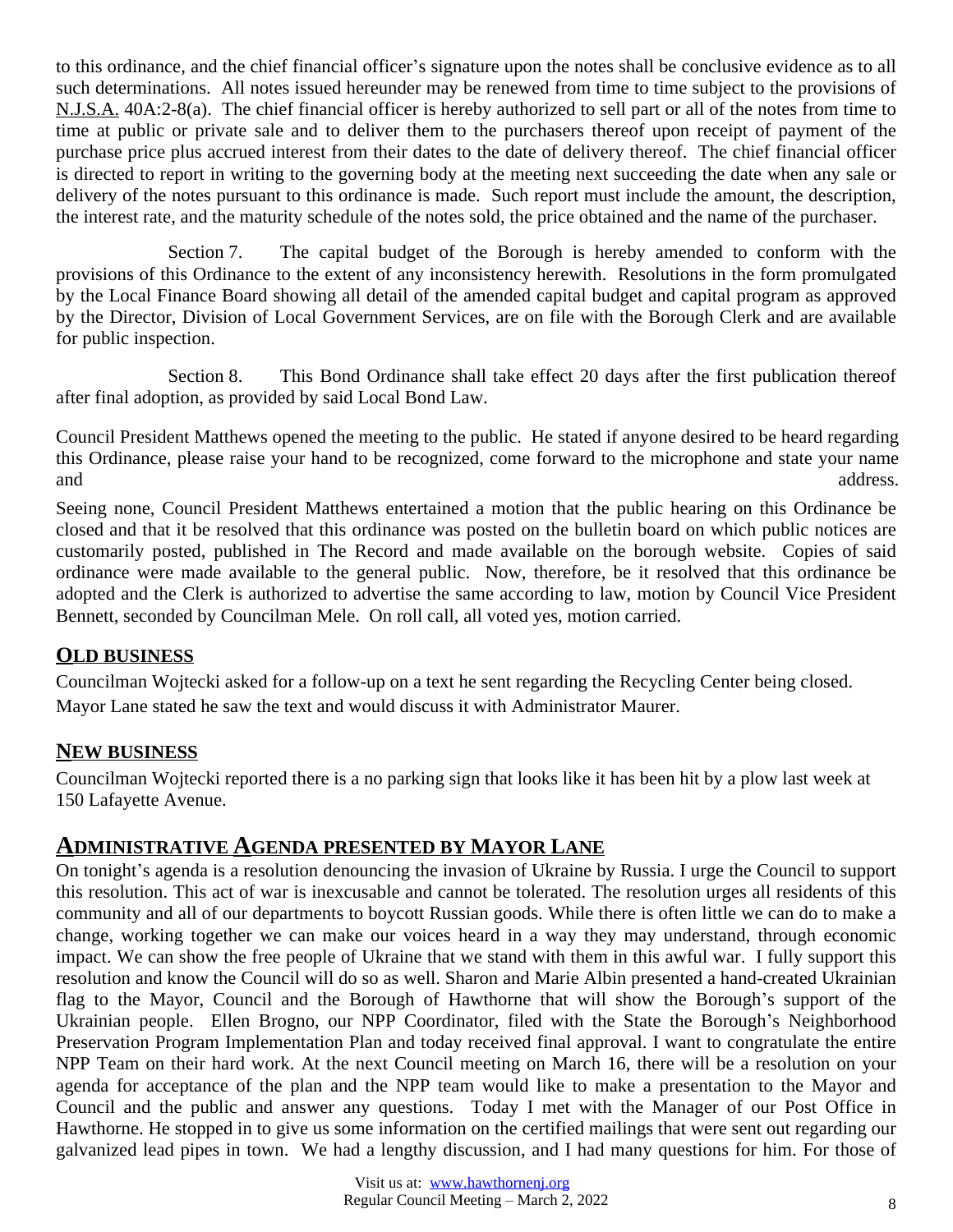to this ordinance, and the chief financial officer's signature upon the notes shall be conclusive evidence as to all such determinations. All notes issued hereunder may be renewed from time to time subject to the provisions of N.J.S.A. 40A:2-8(a). The chief financial officer is hereby authorized to sell part or all of the notes from time to time at public or private sale and to deliver them to the purchasers thereof upon receipt of payment of the purchase price plus accrued interest from their dates to the date of delivery thereof. The chief financial officer is directed to report in writing to the governing body at the meeting next succeeding the date when any sale or delivery of the notes pursuant to this ordinance is made. Such report must include the amount, the description, the interest rate, and the maturity schedule of the notes sold, the price obtained and the name of the purchaser.

Section 7. The capital budget of the Borough is hereby amended to conform with the provisions of this Ordinance to the extent of any inconsistency herewith. Resolutions in the form promulgated by the Local Finance Board showing all detail of the amended capital budget and capital program as approved by the Director, Division of Local Government Services, are on file with the Borough Clerk and are available for public inspection.

Section 8. This Bond Ordinance shall take effect 20 days after the first publication thereof after final adoption, as provided by said Local Bond Law.

Council President Matthews opened the meeting to the public. He stated if anyone desired to be heard regarding this Ordinance, please raise your hand to be recognized, come forward to the microphone and state your name and address.

Seeing none, Council President Matthews entertained a motion that the public hearing on this Ordinance be closed and that it be resolved that this ordinance was posted on the bulletin board on which public notices are customarily posted, published in The Record and made available on the borough website. Copies of said ordinance were made available to the general public. Now, therefore, be it resolved that this ordinance be adopted and the Clerk is authorized to advertise the same according to law, motion by Council Vice President Bennett, seconded by Councilman Mele. On roll call, all voted yes, motion carried.

## OLD BUSINESS

Councilman Wojtecki asked for a follow-up on a text he sent regarding the Recycling Center being closed.
Mayor Lane stated he saw the text and would discuss it with Administrator Maurer.

## NEW BUSINESS

Councilman Wojtecki reported there is a no parking sign that looks like it has been hit by a plow last week at 150 Lafayette Avenue.

## ADMINISTRATIVE AGENDA PRESENTED BY MAYOR LANE

On tonight's agenda is a resolution denouncing the invasion of Ukraine by Russia. I urge the Council to support this resolution. This act of war is inexcusable and cannot be tolerated. The resolution urges all residents of this community and all of our departments to boycott Russian goods. While there is often little we can do to make a change, working together we can make our voices heard in a way they may understand, through economic impact. We can show the free people of Ukraine that we stand with them in this awful war. I fully support this resolution and know the Council will do so as well. Sharon and Marie Albin presented a hand-created Ukrainian flag to the Mayor, Council and the Borough of Hawthorne that will show the Borough's support of the Ukrainian people. Ellen Brogno, our NPP Coordinator, filed with the State the Borough's Neighborhood Preservation Program Implementation Plan and today received final approval. I want to congratulate the entire NPP Team on their hard work. At the next Council meeting on March 16, there will be a resolution on your agenda for acceptance of the plan and the NPP team would like to make a presentation to the Mayor and Council and the public and answer any questions. Today I met with the Manager of our Post Office in Hawthorne. He stopped in to give us some information on the certified mailings that were sent out regarding our galvanized lead pipes in town. We had a lengthy discussion, and I had many questions for him. For those of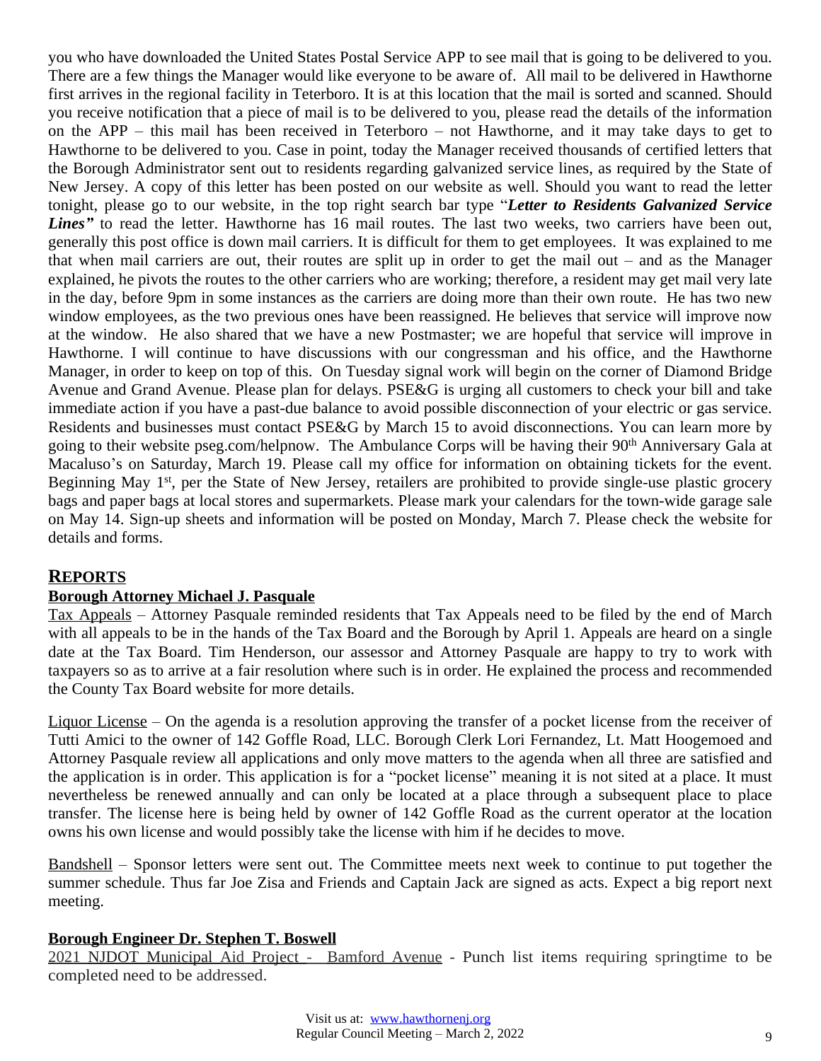you who have downloaded the United States Postal Service APP to see mail that is going to be delivered to you. There are a few things the Manager would like everyone to be aware of. All mail to be delivered in Hawthorne first arrives in the regional facility in Teterboro. It is at this location that the mail is sorted and scanned. Should you receive notification that a piece of mail is to be delivered to you, please read the details of the information on the APP – this mail has been received in Teterboro – not Hawthorne, and it may take days to get to Hawthorne to be delivered to you. Case in point, today the Manager received thousands of certified letters that the Borough Administrator sent out to residents regarding galvanized service lines, as required by the State of New Jersey. A copy of this letter has been posted on our website as well. Should you want to read the letter tonight, please go to our website, in the top right search bar type "***Letter to Residents Galvanized Service Lines"*** to read the letter. Hawthorne has 16 mail routes. The last two weeks, two carriers have been out, generally this post office is down mail carriers. It is difficult for them to get employees. It was explained to me that when mail carriers are out, their routes are split up in order to get the mail out – and as the Manager explained, he pivots the routes to the other carriers who are working; therefore, a resident may get mail very late in the day, before 9pm in some instances as the carriers are doing more than their own route. He has two new window employees, as the two previous ones have been reassigned. He believes that service will improve now at the window. He also shared that we have a new Postmaster; we are hopeful that service will improve in Hawthorne. I will continue to have discussions with our congressman and his office, and the Hawthorne Manager, in order to keep on top of this. On Tuesday signal work will begin on the corner of Diamond Bridge Avenue and Grand Avenue. Please plan for delays. PSE&G is urging all customers to check your bill and take immediate action if you have a past-due balance to avoid possible disconnection of your electric or gas service. Residents and businesses must contact PSE&G by March 15 to avoid disconnections. You can learn more by going to their website pseg.com/helpnow. The Ambulance Corps will be having their 90th Anniversary Gala at Macaluso's on Saturday, March 19. Please call my office for information on obtaining tickets for the event. Beginning May 1st, per the State of New Jersey, retailers are prohibited to provide single-use plastic grocery bags and paper bags at local stores and supermarkets. Please mark your calendars for the town-wide garage sale on May 14. Sign-up sheets and information will be posted on Monday, March 7. Please check the website for details and forms.

## REPORTS

**Borough Attorney Michael J. Pasquale**

Tax Appeals – Attorney Pasquale reminded residents that Tax Appeals need to be filed by the end of March with all appeals to be in the hands of the Tax Board and the Borough by April 1. Appeals are heard on a single date at the Tax Board. Tim Henderson, our assessor and Attorney Pasquale are happy to try to work with taxpayers so as to arrive at a fair resolution where such is in order. He explained the process and recommended the County Tax Board website for more details.

Liquor License – On the agenda is a resolution approving the transfer of a pocket license from the receiver of Tutti Amici to the owner of 142 Goffle Road, LLC. Borough Clerk Lori Fernandez, Lt. Matt Hoogemoed and Attorney Pasquale review all applications and only move matters to the agenda when all three are satisfied and the application is in order. This application is for a "pocket license" meaning it is not sited at a place. It must nevertheless be renewed annually and can only be located at a place through a subsequent place to place transfer. The license here is being held by owner of 142 Goffle Road as the current operator at the location owns his own license and would possibly take the license with him if he decides to move.

Bandshell – Sponsor letters were sent out. The Committee meets next week to continue to put together the summer schedule. Thus far Joe Zisa and Friends and Captain Jack are signed as acts. Expect a big report next meeting.

**Borough Engineer Dr. Stephen T. Boswell**

2021 NJDOT Municipal Aid Project - Bamford Avenue - Punch list items requiring springtime to be completed need to be addressed.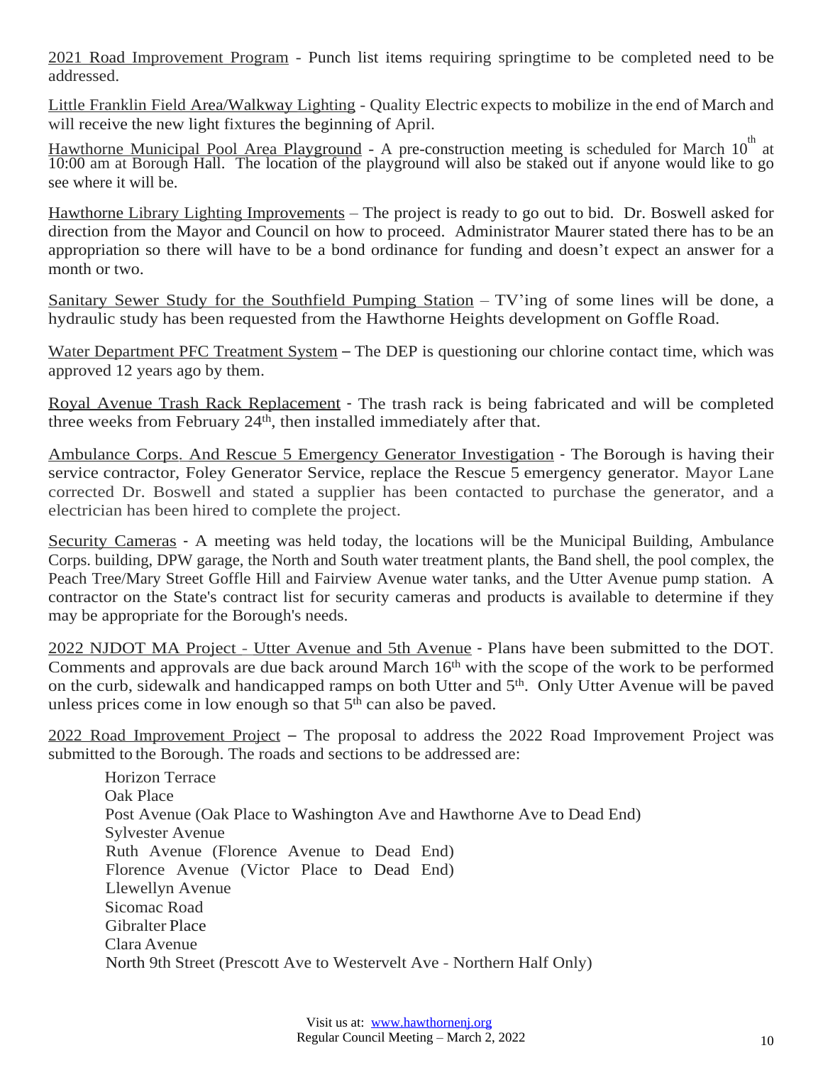2021 Road Improvement Program - Punch list items requiring springtime to be completed need to be addressed.

Little Franklin Field Area/Walkway Lighting - Quality Electric expects to mobilize in the end of March and will receive the new light fixtures the beginning of April.

Hawthorne Municipal Pool Area Playground - A pre-construction meeting is scheduled for March 10th at 10:00 am at Borough Hall. The location of the playground will also be staked out if anyone would like to go see where it will be.

Hawthorne Library Lighting Improvements – The project is ready to go out to bid. Dr. Boswell asked for direction from the Mayor and Council on how to proceed. Administrator Maurer stated there has to be an appropriation so there will have to be a bond ordinance for funding and doesn't expect an answer for a month or two.

Sanitary Sewer Study for the Southfield Pumping Station – TV'ing of some lines will be done, a hydraulic study has been requested from the Hawthorne Heights development on Goffle Road.

Water Department PFC Treatment System – The DEP is questioning our chlorine contact time, which was approved 12 years ago by them.

Royal Avenue Trash Rack Replacement - The trash rack is being fabricated and will be completed three weeks from February 24th, then installed immediately after that.

Ambulance Corps. And Rescue 5 Emergency Generator Investigation - The Borough is having their service contractor, Foley Generator Service, replace the Rescue 5 emergency generator. Mayor Lane corrected Dr. Boswell and stated a supplier has been contacted to purchase the generator, and a electrician has been hired to complete the project.

Security Cameras - A meeting was held today, the locations will be the Municipal Building, Ambulance Corps. building, DPW garage, the North and South water treatment plants, the Band shell, the pool complex, the Peach Tree/Mary Street Goffle Hill and Fairview Avenue water tanks, and the Utter Avenue pump station. A contractor on the State's contract list for security cameras and products is available to determine if they may be appropriate for the Borough's needs.

2022 NJDOT MA Project - Utter Avenue and 5th Avenue - Plans have been submitted to the DOT. Comments and approvals are due back around March 16th with the scope of the work to be performed on the curb, sidewalk and handicapped ramps on both Utter and 5th. Only Utter Avenue will be paved unless prices come in low enough so that 5th can also be paved.

2022 Road Improvement Project – The proposal to address the 2022 Road Improvement Project was submitted to the Borough. The roads and sections to be addressed are:

- Horizon Terrace
- Oak Place
- Post Avenue (Oak Place to Washington Ave and Hawthorne Ave to Dead End)
- Sylvester Avenue
- Ruth Avenue (Florence Avenue to Dead End)
- Florence Avenue (Victor Place to Dead End)
- Llewellyn Avenue
- Sicomac Road
- Gibralter Place
- Clara Avenue
- North 9th Street (Prescott Ave to Westervelt Ave - Northern Half Only)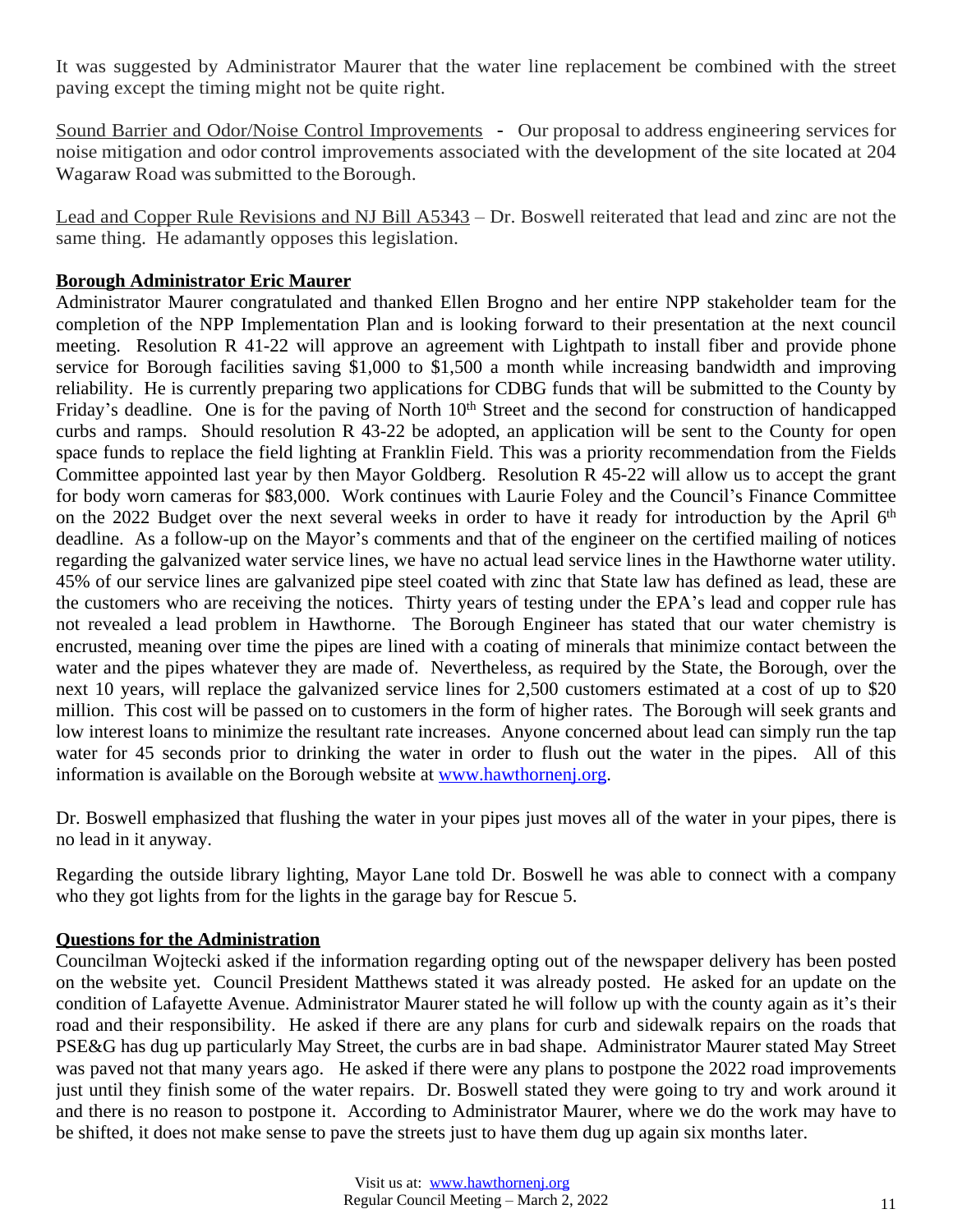It was suggested by Administrator Maurer that the water line replacement be combined with the street paving except the timing might not be quite right.

Sound Barrier and Odor/Noise Control Improvements - Our proposal to address engineering services for noise mitigation and odor control improvements associated with the development of the site located at 204 Wagaraw Road was submitted to the Borough.

Lead and Copper Rule Revisions and NJ Bill A5343 – Dr. Boswell reiterated that lead and zinc are not the same thing. He adamantly opposes this legislation.

**Borough Administrator Eric Maurer**

Administrator Maurer congratulated and thanked Ellen Brogno and her entire NPP stakeholder team for the completion of the NPP Implementation Plan and is looking forward to their presentation at the next council meeting. Resolution R 41-22 will approve an agreement with Lightpath to install fiber and provide phone service for Borough facilities saving $1,000 to $1,500 a month while increasing bandwidth and improving reliability. He is currently preparing two applications for CDBG funds that will be submitted to the County by Friday's deadline. One is for the paving of North 10th Street and the second for construction of handicapped curbs and ramps. Should resolution R 43-22 be adopted, an application will be sent to the County for open space funds to replace the field lighting at Franklin Field. This was a priority recommendation from the Fields Committee appointed last year by then Mayor Goldberg. Resolution R 45-22 will allow us to accept the grant for body worn cameras for $83,000. Work continues with Laurie Foley and the Council's Finance Committee on the 2022 Budget over the next several weeks in order to have it ready for introduction by the April 6th deadline. As a follow-up on the Mayor's comments and that of the engineer on the certified mailing of notices regarding the galvanized water service lines, we have no actual lead service lines in the Hawthorne water utility. 45% of our service lines are galvanized pipe steel coated with zinc that State law has defined as lead, these are the customers who are receiving the notices. Thirty years of testing under the EPA's lead and copper rule has not revealed a lead problem in Hawthorne. The Borough Engineer has stated that our water chemistry is encrusted, meaning over time the pipes are lined with a coating of minerals that minimize contact between the water and the pipes whatever they are made of. Nevertheless, as required by the State, the Borough, over the next 10 years, will replace the galvanized service lines for 2,500 customers estimated at a cost of up to $20 million. This cost will be passed on to customers in the form of higher rates. The Borough will seek grants and low interest loans to minimize the resultant rate increases. Anyone concerned about lead can simply run the tap water for 45 seconds prior to drinking the water in order to flush out the water in the pipes. All of this information is available on the Borough website at www.hawthornenj.org.

Dr. Boswell emphasized that flushing the water in your pipes just moves all of the water in your pipes, there is no lead in it anyway.

Regarding the outside library lighting, Mayor Lane told Dr. Boswell he was able to connect with a company who they got lights from for the lights in the garage bay for Rescue 5.

**Questions for the Administration**

Councilman Wojtecki asked if the information regarding opting out of the newspaper delivery has been posted on the website yet. Council President Matthews stated it was already posted. He asked for an update on the condition of Lafayette Avenue. Administrator Maurer stated he will follow up with the county again as it's their road and their responsibility. He asked if there are any plans for curb and sidewalk repairs on the roads that PSE&G has dug up particularly May Street, the curbs are in bad shape. Administrator Maurer stated May Street was paved not that many years ago. He asked if there were any plans to postpone the 2022 road improvements just until they finish some of the water repairs. Dr. Boswell stated they were going to try and work around it and there is no reason to postpone it. According to Administrator Maurer, where we do the work may have to be shifted, it does not make sense to pave the streets just to have them dug up again six months later.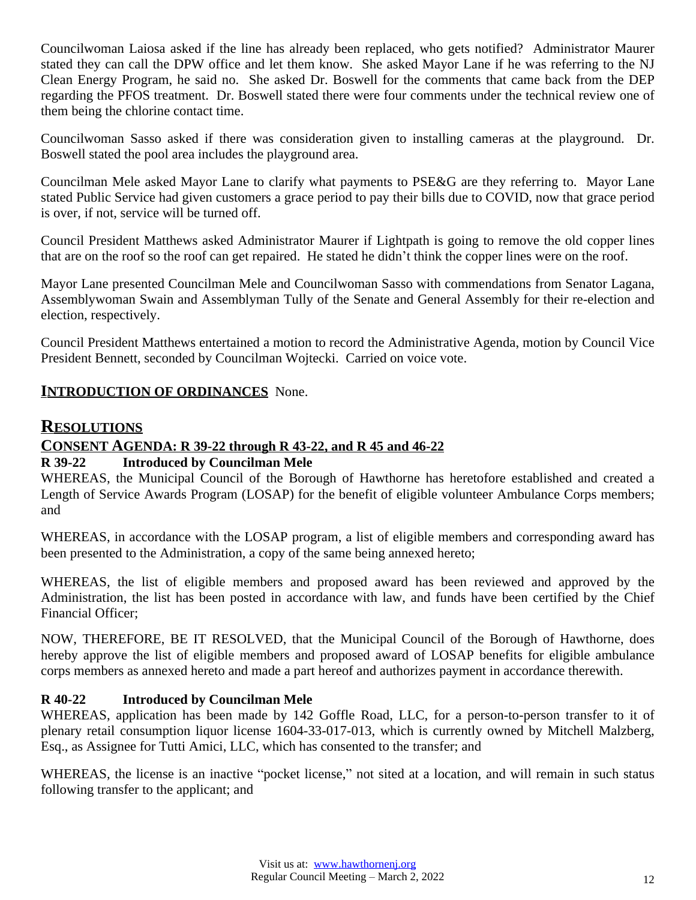Councilwoman Laiosa asked if the line has already been replaced, who gets notified? Administrator Maurer stated they can call the DPW office and let them know. She asked Mayor Lane if he was referring to the NJ Clean Energy Program, he said no. She asked Dr. Boswell for the comments that came back from the DEP regarding the PFOS treatment. Dr. Boswell stated there were four comments under the technical review one of them being the chlorine contact time.

Councilwoman Sasso asked if there was consideration given to installing cameras at the playground. Dr. Boswell stated the pool area includes the playground area.

Councilman Mele asked Mayor Lane to clarify what payments to PSE&G are they referring to. Mayor Lane stated Public Service had given customers a grace period to pay their bills due to COVID, now that grace period is over, if not, service will be turned off.

Council President Matthews asked Administrator Maurer if Lightpath is going to remove the old copper lines that are on the roof so the roof can get repaired. He stated he didn't think the copper lines were on the roof.

Mayor Lane presented Councilman Mele and Councilwoman Sasso with commendations from Senator Lagana, Assemblywoman Swain and Assemblyman Tully of the Senate and General Assembly for their re-election and election, respectively.

Council President Matthews entertained a motion to record the Administrative Agenda, motion by Council Vice President Bennett, seconded by Councilman Wojtecki. Carried on voice vote.

## INTRODUCTION OF ORDINANCES None.

## RESOLUTIONS

### CONSENT AGENDA: R 39-22 through R 43-22, and R 45 and 46-22

**R 39-22 Introduced by Councilman Mele**

WHEREAS, the Municipal Council of the Borough of Hawthorne has heretofore established and created a Length of Service Awards Program (LOSAP) for the benefit of eligible volunteer Ambulance Corps members; and

WHEREAS, in accordance with the LOSAP program, a list of eligible members and corresponding award has been presented to the Administration, a copy of the same being annexed hereto;

WHEREAS, the list of eligible members and proposed award has been reviewed and approved by the Administration, the list has been posted in accordance with law, and funds have been certified by the Chief Financial Officer;

NOW, THEREFORE, BE IT RESOLVED, that the Municipal Council of the Borough of Hawthorne, does hereby approve the list of eligible members and proposed award of LOSAP benefits for eligible ambulance corps members as annexed hereto and made a part hereof and authorizes payment in accordance therewith.

**R 40-22 Introduced by Councilman Mele**

WHEREAS, application has been made by 142 Goffle Road, LLC, for a person-to-person transfer to it of plenary retail consumption liquor license 1604-33-017-013, which is currently owned by Mitchell Malzberg, Esq., as Assignee for Tutti Amici, LLC, which has consented to the transfer; and

WHEREAS, the license is an inactive "pocket license," not sited at a location, and will remain in such status following transfer to the applicant; and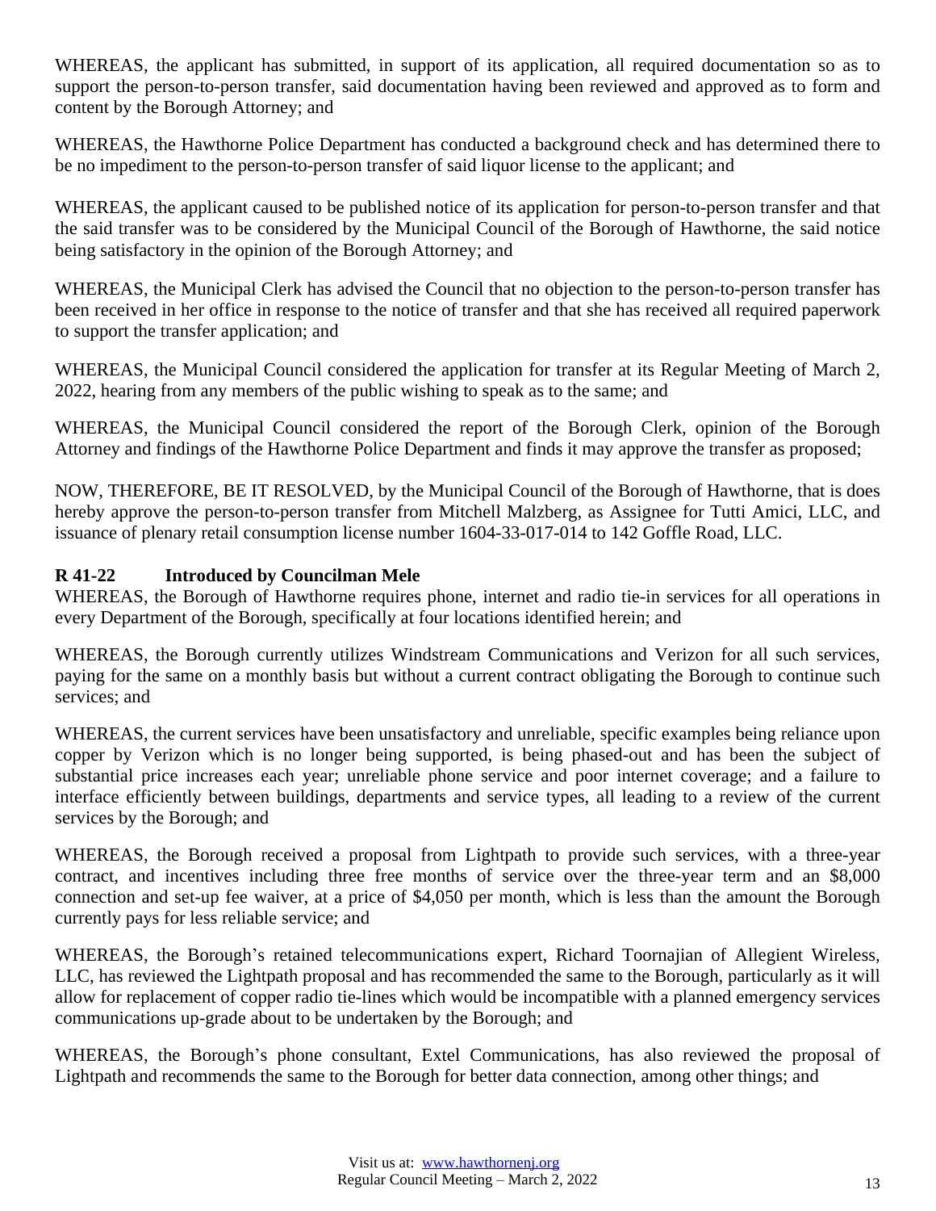WHEREAS, the applicant has submitted, in support of its application, all required documentation so as to support the person-to-person transfer, said documentation having been reviewed and approved as to form and content by the Borough Attorney; and

WHEREAS, the Hawthorne Police Department has conducted a background check and has determined there to be no impediment to the person-to-person transfer of said liquor license to the applicant; and

WHEREAS, the applicant caused to be published notice of its application for person-to-person transfer and that the said transfer was to be considered by the Municipal Council of the Borough of Hawthorne, the said notice being satisfactory in the opinion of the Borough Attorney; and

WHEREAS, the Municipal Clerk has advised the Council that no objection to the person-to-person transfer has been received in her office in response to the notice of transfer and that she has received all required paperwork to support the transfer application; and

WHEREAS, the Municipal Council considered the application for transfer at its Regular Meeting of March 2, 2022, hearing from any members of the public wishing to speak as to the same; and

WHEREAS, the Municipal Council considered the report of the Borough Clerk, opinion of the Borough Attorney and findings of the Hawthorne Police Department and finds it may approve the transfer as proposed;

NOW, THEREFORE, BE IT RESOLVED, by the Municipal Council of the Borough of Hawthorne, that is does hereby approve the person-to-person transfer from Mitchell Malzberg, as Assignee for Tutti Amici, LLC, and issuance of plenary retail consumption license number 1604-33-017-014 to 142 Goffle Road, LLC.

**R 41-22 Introduced by Councilman Mele**

WHEREAS, the Borough of Hawthorne requires phone, internet and radio tie-in services for all operations in every Department of the Borough, specifically at four locations identified herein; and

WHEREAS, the Borough currently utilizes Windstream Communications and Verizon for all such services, paying for the same on a monthly basis but without a current contract obligating the Borough to continue such services; and

WHEREAS, the current services have been unsatisfactory and unreliable, specific examples being reliance upon copper by Verizon which is no longer being supported, is being phased-out and has been the subject of substantial price increases each year; unreliable phone service and poor internet coverage; and a failure to interface efficiently between buildings, departments and service types, all leading to a review of the current services by the Borough; and

WHEREAS, the Borough received a proposal from Lightpath to provide such services, with a three-year contract, and incentives including three free months of service over the three-year term and an $8,000 connection and set-up fee waiver, at a price of $4,050 per month, which is less than the amount the Borough currently pays for less reliable service; and

WHEREAS, the Borough's retained telecommunications expert, Richard Toornajian of Allegient Wireless, LLC, has reviewed the Lightpath proposal and has recommended the same to the Borough, particularly as it will allow for replacement of copper radio tie-lines which would be incompatible with a planned emergency services communications up-grade about to be undertaken by the Borough; and

WHEREAS, the Borough's phone consultant, Extel Communications, has also reviewed the proposal of Lightpath and recommends the same to the Borough for better data connection, among other things; and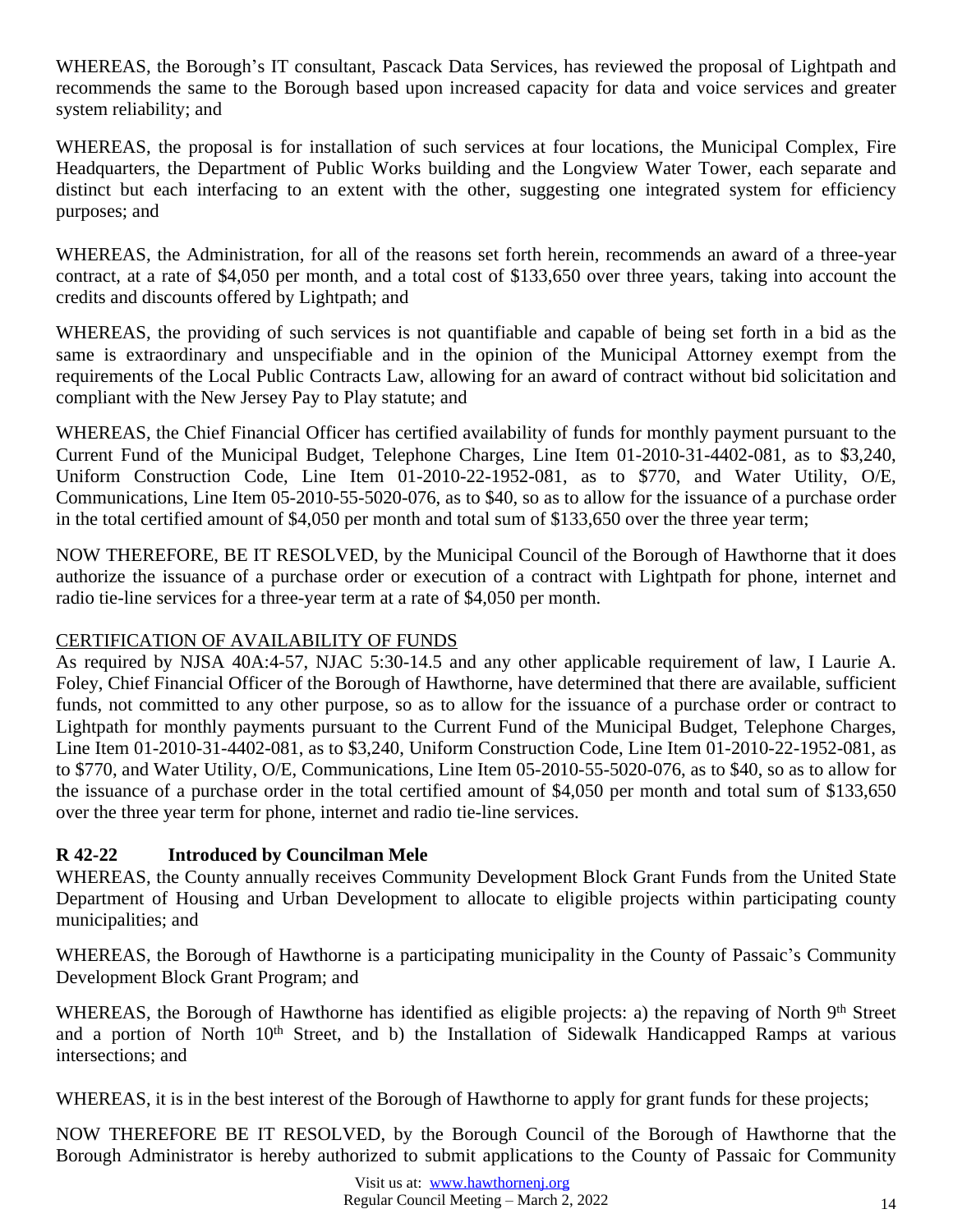WHEREAS, the Borough's IT consultant, Pascack Data Services, has reviewed the proposal of Lightpath and recommends the same to the Borough based upon increased capacity for data and voice services and greater system reliability; and

WHEREAS, the proposal is for installation of such services at four locations, the Municipal Complex, Fire Headquarters, the Department of Public Works building and the Longview Water Tower, each separate and distinct but each interfacing to an extent with the other, suggesting one integrated system for efficiency purposes; and

WHEREAS, the Administration, for all of the reasons set forth herein, recommends an award of a three-year contract, at a rate of $4,050 per month, and a total cost of $133,650 over three years, taking into account the credits and discounts offered by Lightpath; and

WHEREAS, the providing of such services is not quantifiable and capable of being set forth in a bid as the same is extraordinary and unspecifiable and in the opinion of the Municipal Attorney exempt from the requirements of the Local Public Contracts Law, allowing for an award of contract without bid solicitation and compliant with the New Jersey Pay to Play statute; and

WHEREAS, the Chief Financial Officer has certified availability of funds for monthly payment pursuant to the Current Fund of the Municipal Budget, Telephone Charges, Line Item 01-2010-31-4402-081, as to $3,240, Uniform Construction Code, Line Item 01-2010-22-1952-081, as to $770, and Water Utility, O/E, Communications, Line Item 05-2010-55-5020-076, as to $40, so as to allow for the issuance of a purchase order in the total certified amount of $4,050 per month and total sum of $133,650 over the three year term;

NOW THEREFORE, BE IT RESOLVED, by the Municipal Council of the Borough of Hawthorne that it does authorize the issuance of a purchase order or execution of a contract with Lightpath for phone, internet and radio tie-line services for a three-year term at a rate of $4,050 per month.

CERTIFICATION OF AVAILABILITY OF FUNDS

As required by NJSA 40A:4-57, NJAC 5:30-14.5 and any other applicable requirement of law, I Laurie A. Foley, Chief Financial Officer of the Borough of Hawthorne, have determined that there are available, sufficient funds, not committed to any other purpose, so as to allow for the issuance of a purchase order or contract to Lightpath for monthly payments pursuant to the Current Fund of the Municipal Budget, Telephone Charges, Line Item 01-2010-31-4402-081, as to $3,240, Uniform Construction Code, Line Item 01-2010-22-1952-081, as to $770, and Water Utility, O/E, Communications, Line Item 05-2010-55-5020-076, as to $40, so as to allow for the issuance of a purchase order in the total certified amount of $4,050 per month and total sum of $133,650 over the three year term for phone, internet and radio tie-line services.

**R 42-22 Introduced by Councilman Mele**

WHEREAS, the County annually receives Community Development Block Grant Funds from the United State Department of Housing and Urban Development to allocate to eligible projects within participating county municipalities; and

WHEREAS, the Borough of Hawthorne is a participating municipality in the County of Passaic's Community Development Block Grant Program; and

WHEREAS, the Borough of Hawthorne has identified as eligible projects: a) the repaving of North 9th Street and a portion of North 10th Street, and b) the Installation of Sidewalk Handicapped Ramps at various intersections; and

WHEREAS, it is in the best interest of the Borough of Hawthorne to apply for grant funds for these projects;

NOW THEREFORE BE IT RESOLVED, by the Borough Council of the Borough of Hawthorne that the Borough Administrator is hereby authorized to submit applications to the County of Passaic for Community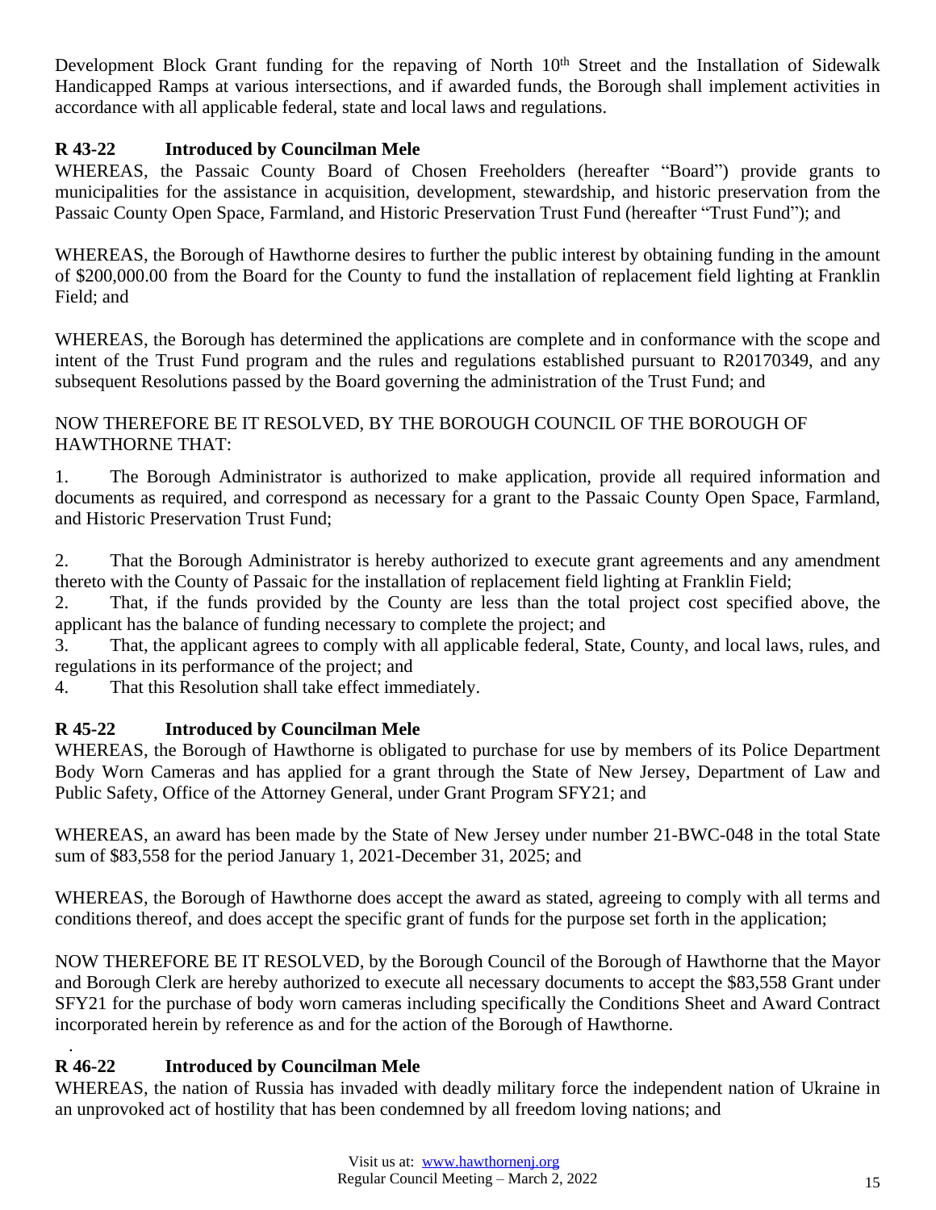Development Block Grant funding for the repaving of North 10th Street and the Installation of Sidewalk Handicapped Ramps at various intersections, and if awarded funds, the Borough shall implement activities in accordance with all applicable federal, state and local laws and regulations.

**R 43-22 Introduced by Councilman Mele**

WHEREAS, the Passaic County Board of Chosen Freeholders (hereafter "Board") provide grants to municipalities for the assistance in acquisition, development, stewardship, and historic preservation from the Passaic County Open Space, Farmland, and Historic Preservation Trust Fund (hereafter "Trust Fund"); and

WHEREAS, the Borough of Hawthorne desires to further the public interest by obtaining funding in the amount of $200,000.00 from the Board for the County to fund the installation of replacement field lighting at Franklin Field; and

WHEREAS, the Borough has determined the applications are complete and in conformance with the scope and intent of the Trust Fund program and the rules and regulations established pursuant to R20170349, and any subsequent Resolutions passed by the Board governing the administration of the Trust Fund; and

NOW THEREFORE BE IT RESOLVED, BY THE BOROUGH COUNCIL OF THE BOROUGH OF HAWTHORNE THAT:

1. The Borough Administrator is authorized to make application, provide all required information and documents as required, and correspond as necessary for a grant to the Passaic County Open Space, Farmland, and Historic Preservation Trust Fund;

2. That the Borough Administrator is hereby authorized to execute grant agreements and any amendment thereto with the County of Passaic for the installation of replacement field lighting at Franklin Field;

2. That, if the funds provided by the County are less than the total project cost specified above, the applicant has the balance of funding necessary to complete the project; and

3. That, the applicant agrees to comply with all applicable federal, State, County, and local laws, rules, and regulations in its performance of the project; and

4. That this Resolution shall take effect immediately.

**R 45-22 Introduced by Councilman Mele**

WHEREAS, the Borough of Hawthorne is obligated to purchase for use by members of its Police Department Body Worn Cameras and has applied for a grant through the State of New Jersey, Department of Law and Public Safety, Office of the Attorney General, under Grant Program SFY21; and

WHEREAS, an award has been made by the State of New Jersey under number 21-BWC-048 in the total State sum of $83,558 for the period January 1, 2021-December 31, 2025; and

WHEREAS, the Borough of Hawthorne does accept the award as stated, agreeing to comply with all terms and conditions thereof, and does accept the specific grant of funds for the purpose set forth in the application;

NOW THEREFORE BE IT RESOLVED, by the Borough Council of the Borough of Hawthorne that the Mayor and Borough Clerk are hereby authorized to execute all necessary documents to accept the $83,558 Grant under SFY21 for the purchase of body worn cameras including specifically the Conditions Sheet and Award Contract incorporated herein by reference as and for the action of the Borough of Hawthorne.

**R 46-22 Introduced by Councilman Mele**

WHEREAS, the nation of Russia has invaded with deadly military force the independent nation of Ukraine in an unprovoked act of hostility that has been condemned by all freedom loving nations; and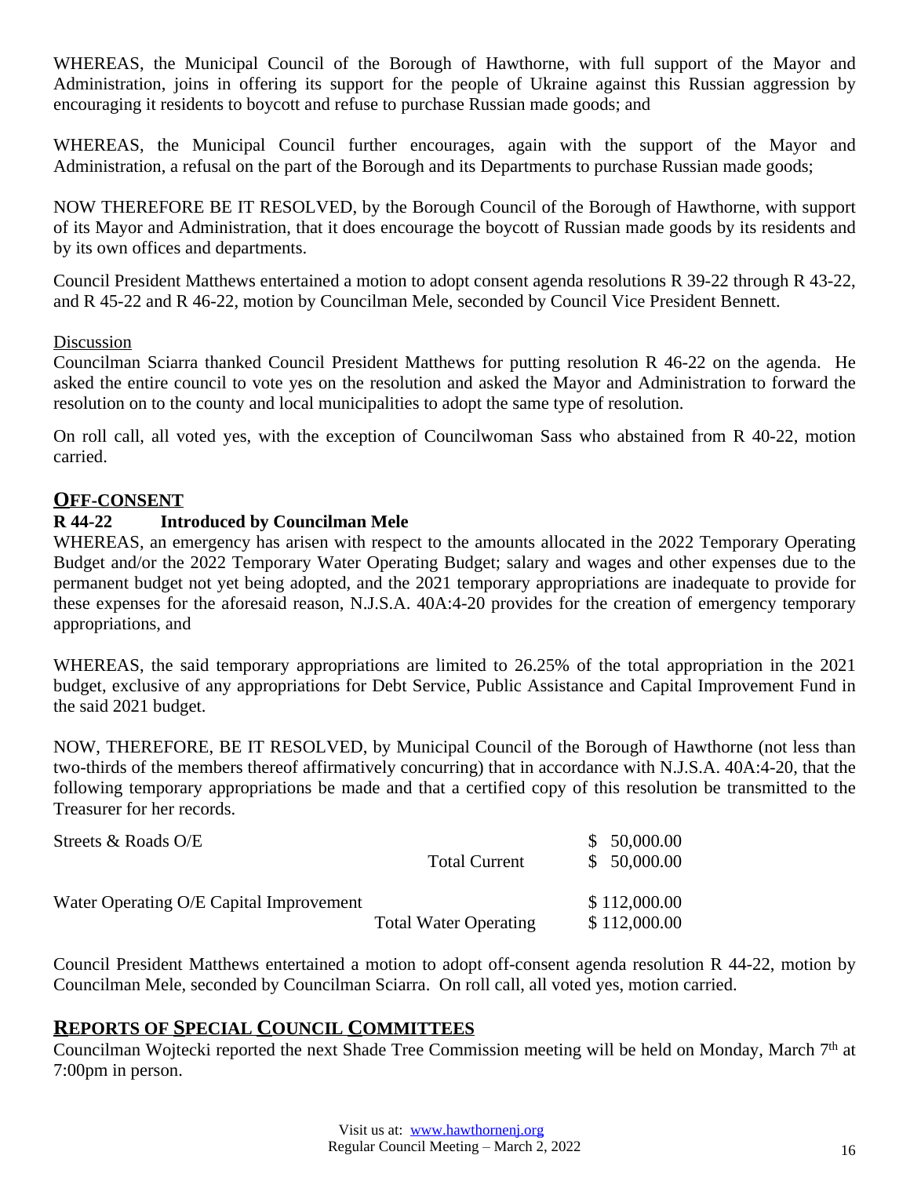WHEREAS, the Municipal Council of the Borough of Hawthorne, with full support of the Mayor and Administration, joins in offering its support for the people of Ukraine against this Russian aggression by encouraging it residents to boycott and refuse to purchase Russian made goods; and

WHEREAS, the Municipal Council further encourages, again with the support of the Mayor and Administration, a refusal on the part of the Borough and its Departments to purchase Russian made goods;

NOW THEREFORE BE IT RESOLVED, by the Borough Council of the Borough of Hawthorne, with support of its Mayor and Administration, that it does encourage the boycott of Russian made goods by its residents and by its own offices and departments.

Council President Matthews entertained a motion to adopt consent agenda resolutions R 39-22 through R 43-22, and R 45-22 and R 46-22, motion by Councilman Mele, seconded by Council Vice President Bennett.

Discussion

Councilman Sciarra thanked Council President Matthews for putting resolution R 46-22 on the agenda. He asked the entire council to vote yes on the resolution and asked the Mayor and Administration to forward the resolution on to the county and local municipalities to adopt the same type of resolution.

On roll call, all voted yes, with the exception of Councilwoman Sass who abstained from R 40-22, motion carried.

## OFF-CONSENT

**R 44-22 Introduced by Councilman Mele**

WHEREAS, an emergency has arisen with respect to the amounts allocated in the 2022 Temporary Operating Budget and/or the 2022 Temporary Water Operating Budget; salary and wages and other expenses due to the permanent budget not yet being adopted, and the 2021 temporary appropriations are inadequate to provide for these expenses for the aforesaid reason, N.J.S.A. 40A:4-20 provides for the creation of emergency temporary appropriations, and

WHEREAS, the said temporary appropriations are limited to 26.25% of the total appropriation in the 2021 budget, exclusive of any appropriations for Debt Service, Public Assistance and Capital Improvement Fund in the said 2021 budget.

NOW, THEREFORE, BE IT RESOLVED, by Municipal Council of the Borough of Hawthorne (not less than two-thirds of the members thereof affirmatively concurring) that in accordance with N.J.S.A. 40A:4-20, that the following temporary appropriations be made and that a certified copy of this resolution be transmitted to the Treasurer for her records.

| | | |
|---|---|---|
| Streets & Roads O/E | | $ 50,000.00 |
| | Total Current | $ 50,000.00 |
| Water Operating O/E Capital Improvement | | $ 112,000.00 |
| | Total Water Operating | $ 112,000.00 |

Council President Matthews entertained a motion to adopt off-consent agenda resolution R 44-22, motion by Councilman Mele, seconded by Councilman Sciarra. On roll call, all voted yes, motion carried.

## REPORTS OF SPECIAL COUNCIL COMMITTEES

Councilman Wojtecki reported the next Shade Tree Commission meeting will be held on Monday, March 7th at 7:00pm in person.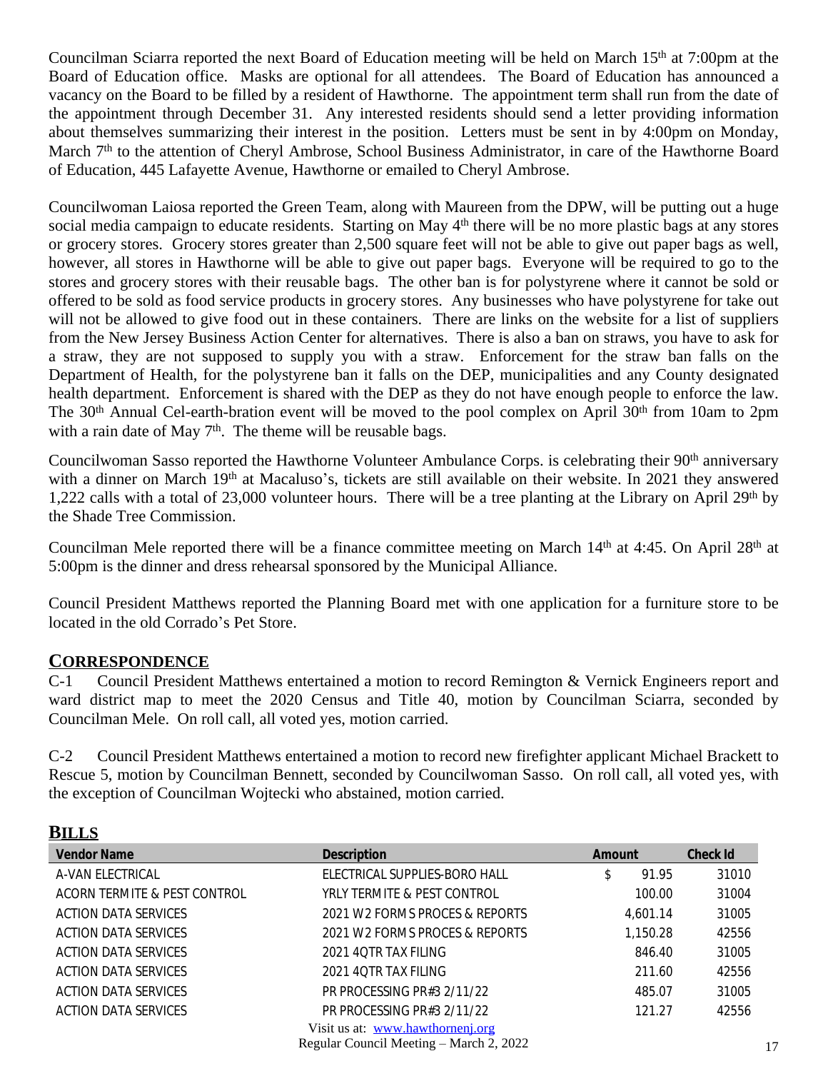Councilman Sciarra reported the next Board of Education meeting will be held on March 15th at 7:00pm at the Board of Education office. Masks are optional for all attendees. The Board of Education has announced a vacancy on the Board to be filled by a resident of Hawthorne. The appointment term shall run from the date of the appointment through December 31. Any interested residents should send a letter providing information about themselves summarizing their interest in the position. Letters must be sent in by 4:00pm on Monday, March 7th to the attention of Cheryl Ambrose, School Business Administrator, in care of the Hawthorne Board of Education, 445 Lafayette Avenue, Hawthorne or emailed to Cheryl Ambrose.

Councilwoman Laiosa reported the Green Team, along with Maureen from the DPW, will be putting out a huge social media campaign to educate residents. Starting on May 4th there will be no more plastic bags at any stores or grocery stores. Grocery stores greater than 2,500 square feet will not be able to give out paper bags as well, however, all stores in Hawthorne will be able to give out paper bags. Everyone will be required to go to the stores and grocery stores with their reusable bags. The other ban is for polystyrene where it cannot be sold or offered to be sold as food service products in grocery stores. Any businesses who have polystyrene for take out will not be allowed to give food out in these containers. There are links on the website for a list of suppliers from the New Jersey Business Action Center for alternatives. There is also a ban on straws, you have to ask for a straw, they are not supposed to supply you with a straw. Enforcement for the straw ban falls on the Department of Health, for the polystyrene ban it falls on the DEP, municipalities and any County designated health department. Enforcement is shared with the DEP as they do not have enough people to enforce the law. The 30th Annual Cel-earth-bration event will be moved to the pool complex on April 30th from 10am to 2pm with a rain date of May 7th. The theme will be reusable bags.

Councilwoman Sasso reported the Hawthorne Volunteer Ambulance Corps. is celebrating their 90th anniversary with a dinner on March 19th at Macaluso's, tickets are still available on their website. In 2021 they answered 1,222 calls with a total of 23,000 volunteer hours. There will be a tree planting at the Library on April 29th by the Shade Tree Commission.

Councilman Mele reported there will be a finance committee meeting on March 14th at 4:45. On April 28th at 5:00pm is the dinner and dress rehearsal sponsored by the Municipal Alliance.

Council President Matthews reported the Planning Board met with one application for a furniture store to be located in the old Corrado's Pet Store.

## CORRESPONDENCE

C-1 Council President Matthews entertained a motion to record Remington & Vernick Engineers report and ward district map to meet the 2020 Census and Title 40, motion by Councilman Sciarra, seconded by Councilman Mele. On roll call, all voted yes, motion carried.

C-2 Council President Matthews entertained a motion to record new firefighter applicant Michael Brackett to Rescue 5, motion by Councilman Bennett, seconded by Councilwoman Sasso. On roll call, all voted yes, with the exception of Councilman Wojtecki who abstained, motion carried.

## BILLS

| Vendor Name | Description | Amount | Check Id |
|---|---|---|---|
| A-VAN ELECTRICAL | ELECTRICAL SUPPLIES-BORO HALL | $ 91.95 | 31010 |
| ACORN TERMITE & PEST CONTROL | YRLY TERMITE & PEST CONTROL | 100.00 | 31004 |
| ACTION DATA SERVICES | 2021 W2 FORMS PROCES & REPORTS | 4,601.14 | 31005 |
| ACTION DATA SERVICES | 2021 W2 FORMS PROCES & REPORTS | 1,150.28 | 42556 |
| ACTION DATA SERVICES | 2021 4QTR TAX FILING | 846.40 | 31005 |
| ACTION DATA SERVICES | 2021 4QTR TAX FILING | 211.60 | 42556 |
| ACTION DATA SERVICES | PR PROCESSING PR#3 2/11/22 | 485.07 | 31005 |
| ACTION DATA SERVICES | PR PROCESSING PR#3 2/11/22 | 121.27 | 42556 |

Visit us at: www.hawthornenj.org
Regular Council Meeting – March 2, 2022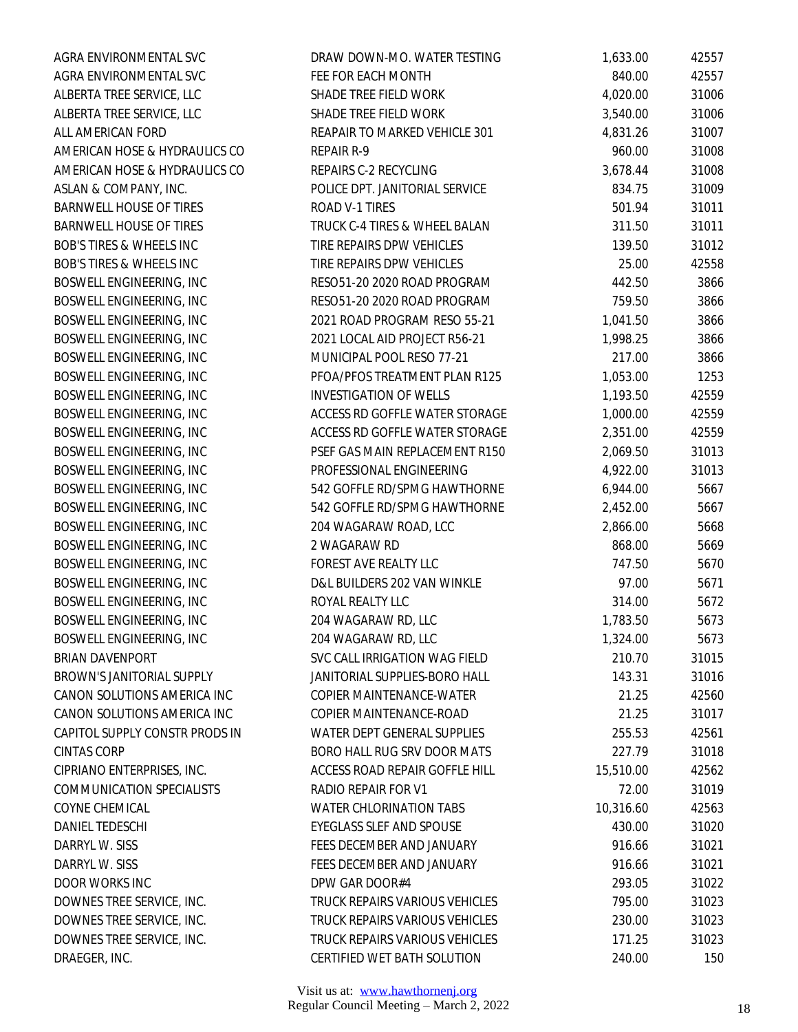| | | | |
|---|---|---|---|
| AGRA ENVIRONMENTAL SVC | DRAW DOWN-MO. WATER TESTING | 1,633.00 | 42557 |
| AGRA ENVIRONMENTAL SVC | FEE FOR EACH MONTH | 840.00 | 42557 |
| ALBERTA TREE SERVICE, LLC | SHADE TREE FIELD WORK | 4,020.00 | 31006 |
| ALBERTA TREE SERVICE, LLC | SHADE TREE FIELD WORK | 3,540.00 | 31006 |
| ALL AMERICAN FORD | REAPAIR TO MARKED VEHICLE 301 | 4,831.26 | 31007 |
| AMERICAN HOSE & HYDRAULICS CO | REPAIR R-9 | 960.00 | 31008 |
| AMERICAN HOSE & HYDRAULICS CO | REPAIRS C-2 RECYCLING | 3,678.44 | 31008 |
| ASLAN & COMPANY, INC. | POLICE DPT. JANITORIAL SERVICE | 834.75 | 31009 |
| BARNWELL HOUSE OF TIRES | ROAD V-1 TIRES | 501.94 | 31011 |
| BARNWELL HOUSE OF TIRES | TRUCK C-4 TIRES & WHEEL BALAN | 311.50 | 31011 |
| BOB'S TIRES & WHEELS INC | TIRE REPAIRS DPW VEHICLES | 139.50 | 31012 |
| BOB'S TIRES & WHEELS INC | TIRE REPAIRS DPW VEHICLES | 25.00 | 42558 |
| BOSWELL ENGINEERING, INC | RESO51-20 2020 ROAD PROGRAM | 442.50 | 3866 |
| BOSWELL ENGINEERING, INC | RESO51-20 2020 ROAD PROGRAM | 759.50 | 3866 |
| BOSWELL ENGINEERING, INC | 2021 ROAD PROGRAM RESO 55-21 | 1,041.50 | 3866 |
| BOSWELL ENGINEERING, INC | 2021 LOCAL AID PROJECT R56-21 | 1,998.25 | 3866 |
| BOSWELL ENGINEERING, INC | MUNICIPAL POOL RESO 77-21 | 217.00 | 3866 |
| BOSWELL ENGINEERING, INC | PFOA/PFOS TREATMENT PLAN R125 | 1,053.00 | 1253 |
| BOSWELL ENGINEERING, INC | INVESTIGATION OF WELLS | 1,193.50 | 42559 |
| BOSWELL ENGINEERING, INC | ACCESS RD GOFFLE WATER STORAGE | 1,000.00 | 42559 |
| BOSWELL ENGINEERING, INC | ACCESS RD GOFFLE WATER STORAGE | 2,351.00 | 42559 |
| BOSWELL ENGINEERING, INC | PSEF GAS MAIN REPLACEMENT R150 | 2,069.50 | 31013 |
| BOSWELL ENGINEERING, INC | PROFESSIONAL ENGINEERING | 4,922.00 | 31013 |
| BOSWELL ENGINEERING, INC | 542 GOFFLE RD/SPMG HAWTHORNE | 6,944.00 | 5667 |
| BOSWELL ENGINEERING, INC | 542 GOFFLE RD/SPMG HAWTHORNE | 2,452.00 | 5667 |
| BOSWELL ENGINEERING, INC | 204 WAGARAW ROAD, LCC | 2,866.00 | 5668 |
| BOSWELL ENGINEERING, INC | 2 WAGARAW RD | 868.00 | 5669 |
| BOSWELL ENGINEERING, INC | FOREST AVE REALTY LLC | 747.50 | 5670 |
| BOSWELL ENGINEERING, INC | D&L BUILDERS 202 VAN WINKLE | 97.00 | 5671 |
| BOSWELL ENGINEERING, INC | ROYAL REALTY LLC | 314.00 | 5672 |
| BOSWELL ENGINEERING, INC | 204 WAGARAW RD, LLC | 1,783.50 | 5673 |
| BOSWELL ENGINEERING, INC | 204 WAGARAW RD, LLC | 1,324.00 | 5673 |
| BRIAN DAVENPORT | SVC CALL IRRIGATION WAG FIELD | 210.70 | 31015 |
| BROWN'S JANITORIAL SUPPLY | JANITORIAL SUPPLIES-BORO HALL | 143.31 | 31016 |
| CANON SOLUTIONS AMERICA INC | COPIER MAINTENANCE-WATER | 21.25 | 42560 |
| CANON SOLUTIONS AMERICA INC | COPIER MAINTENANCE-ROAD | 21.25 | 31017 |
| CAPITOL SUPPLY CONSTR PRODS IN | WATER DEPT GENERAL SUPPLIES | 255.53 | 42561 |
| CINTAS CORP | BORO HALL RUG SRV DOOR MATS | 227.79 | 31018 |
| CIPRIANO ENTERPRISES, INC. | ACCESS ROAD REPAIR GOFFLE HILL | 15,510.00 | 42562 |
| COMMUNICATION SPECIALISTS | RADIO REPAIR FOR V1 | 72.00 | 31019 |
| COYNE CHEMICAL | WATER CHLORINATION TABS | 10,316.60 | 42563 |
| DANIEL TEDESCHI | EYEGLASS SLEF AND SPOUSE | 430.00 | 31020 |
| DARRYL W. SISS | FEES DECEMBER AND JANUARY | 916.66 | 31021 |
| DARRYL W. SISS | FEES DECEMBER AND JANUARY | 916.66 | 31021 |
| DOOR WORKS INC | DPW GAR DOOR#4 | 293.05 | 31022 |
| DOWNES TREE SERVICE, INC. | TRUCK REPAIRS VARIOUS VEHICLES | 795.00 | 31023 |
| DOWNES TREE SERVICE, INC. | TRUCK REPAIRS VARIOUS VEHICLES | 230.00 | 31023 |
| DOWNES TREE SERVICE, INC. | TRUCK REPAIRS VARIOUS VEHICLES | 171.25 | 31023 |
| DRAEGER, INC. | CERTIFIED WET BATH SOLUTION | 240.00 | 150 |

Visit us at: www.hawthornenj.org
Regular Council Meeting – March 2, 2022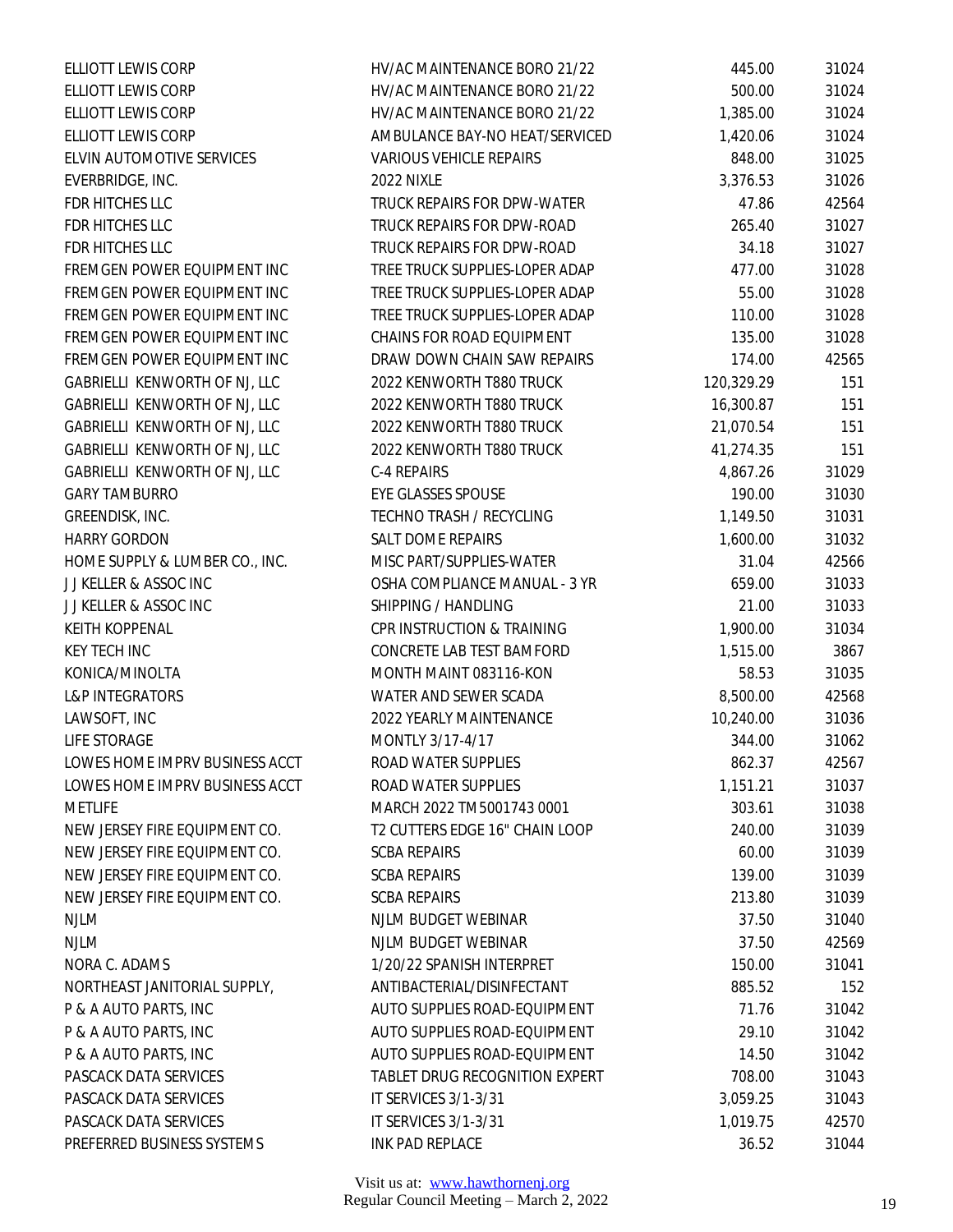| | | | |
|---|---|---|---|
| ELLIOTT LEWIS CORP | HV/AC MAINTENANCE BORO 21/22 | 445.00 | 31024 |
| ELLIOTT LEWIS CORP | HV/AC MAINTENANCE BORO 21/22 | 500.00 | 31024 |
| ELLIOTT LEWIS CORP | HV/AC MAINTENANCE BORO 21/22 | 1,385.00 | 31024 |
| ELLIOTT LEWIS CORP | AMBULANCE BAY-NO HEAT/SERVICED | 1,420.06 | 31024 |
| ELVIN AUTOMOTIVE SERVICES | VARIOUS VEHICLE REPAIRS | 848.00 | 31025 |
| EVERBRIDGE, INC. | 2022 NIXLE | 3,376.53 | 31026 |
| FDR HITCHES LLC | TRUCK REPAIRS FOR DPW-WATER | 47.86 | 42564 |
| FDR HITCHES LLC | TRUCK REPAIRS FOR DPW-ROAD | 265.40 | 31027 |
| FDR HITCHES LLC | TRUCK REPAIRS FOR DPW-ROAD | 34.18 | 31027 |
| FREMGEN POWER EQUIPMENT INC | TREE TRUCK SUPPLIES-LOPER ADAP | 477.00 | 31028 |
| FREMGEN POWER EQUIPMENT INC | TREE TRUCK SUPPLIES-LOPER ADAP | 55.00 | 31028 |
| FREMGEN POWER EQUIPMENT INC | TREE TRUCK SUPPLIES-LOPER ADAP | 110.00 | 31028 |
| FREMGEN POWER EQUIPMENT INC | CHAINS FOR ROAD EQUIPMENT | 135.00 | 31028 |
| FREMGEN POWER EQUIPMENT INC | DRAW DOWN CHAIN SAW REPAIRS | 174.00 | 42565 |
| GABRIELLI KENWORTH OF NJ, LLC | 2022 KENWORTH T880 TRUCK | 120,329.29 | 151 |
| GABRIELLI KENWORTH OF NJ, LLC | 2022 KENWORTH T880 TRUCK | 16,300.87 | 151 |
| GABRIELLI KENWORTH OF NJ, LLC | 2022 KENWORTH T880 TRUCK | 21,070.54 | 151 |
| GABRIELLI KENWORTH OF NJ, LLC | 2022 KENWORTH T880 TRUCK | 41,274.35 | 151 |
| GABRIELLI KENWORTH OF NJ, LLC | C-4 REPAIRS | 4,867.26 | 31029 |
| GARY TAMBURRO | EYE GLASSES SPOUSE | 190.00 | 31030 |
| GREENDISK, INC. | TECHNO TRASH / RECYCLING | 1,149.50 | 31031 |
| HARRY GORDON | SALT DOME REPAIRS | 1,600.00 | 31032 |
| HOME SUPPLY & LUMBER CO., INC. | MISC PART/SUPPLIES-WATER | 31.04 | 42566 |
| J J KELLER & ASSOC INC | OSHA COMPLIANCE MANUAL - 3 YR | 659.00 | 31033 |
| J J KELLER & ASSOC INC | SHIPPING / HANDLING | 21.00 | 31033 |
| KEITH KOPPENAL | CPR INSTRUCTION & TRAINING | 1,900.00 | 31034 |
| KEY TECH INC | CONCRETE LAB TEST BAMFORD | 1,515.00 | 3867 |
| KONICA/MINOLTA | MONTH MAINT 083116-KON | 58.53 | 31035 |
| L&P INTEGRATORS | WATER AND SEWER SCADA | 8,500.00 | 42568 |
| LAWSOFT, INC | 2022 YEARLY MAINTENANCE | 10,240.00 | 31036 |
| LIFE STORAGE | MONTLY 3/17-4/17 | 344.00 | 31062 |
| LOWES HOME IMPRV BUSINESS ACCT | ROAD WATER SUPPLIES | 862.37 | 42567 |
| LOWES HOME IMPRV BUSINESS ACCT | ROAD WATER SUPPLIES | 1,151.21 | 31037 |
| METLIFE | MARCH 2022 TM5001743 0001 | 303.61 | 31038 |
| NEW JERSEY FIRE EQUIPMENT CO. | T2 CUTTERS EDGE 16" CHAIN LOOP | 240.00 | 31039 |
| NEW JERSEY FIRE EQUIPMENT CO. | SCBA REPAIRS | 60.00 | 31039 |
| NEW JERSEY FIRE EQUIPMENT CO. | SCBA REPAIRS | 139.00 | 31039 |
| NEW JERSEY FIRE EQUIPMENT CO. | SCBA REPAIRS | 213.80 | 31039 |
| NJLM | NJLM BUDGET WEBINAR | 37.50 | 31040 |
| NJLM | NJLM BUDGET WEBINAR | 37.50 | 42569 |
| NORA C. ADAMS | 1/20/22 SPANISH INTERPRET | 150.00 | 31041 |
| NORTHEAST JANITORIAL SUPPLY, | ANTIBACTERIAL/DISINFECTANT | 885.52 | 152 |
| P & A AUTO PARTS, INC | AUTO SUPPLIES ROAD-EQUIPMENT | 71.76 | 31042 |
| P & A AUTO PARTS, INC | AUTO SUPPLIES ROAD-EQUIPMENT | 29.10 | 31042 |
| P & A AUTO PARTS, INC | AUTO SUPPLIES ROAD-EQUIPMENT | 14.50 | 31042 |
| PASCACK DATA SERVICES | TABLET DRUG RECOGNITION EXPERT | 708.00 | 31043 |
| PASCACK DATA SERVICES | IT SERVICES 3/1-3/31 | 3,059.25 | 31043 |
| PASCACK DATA SERVICES | IT SERVICES 3/1-3/31 | 1,019.75 | 42570 |
| PREFERRED BUSINESS SYSTEMS | INK PAD REPLACE | 36.52 | 31044 |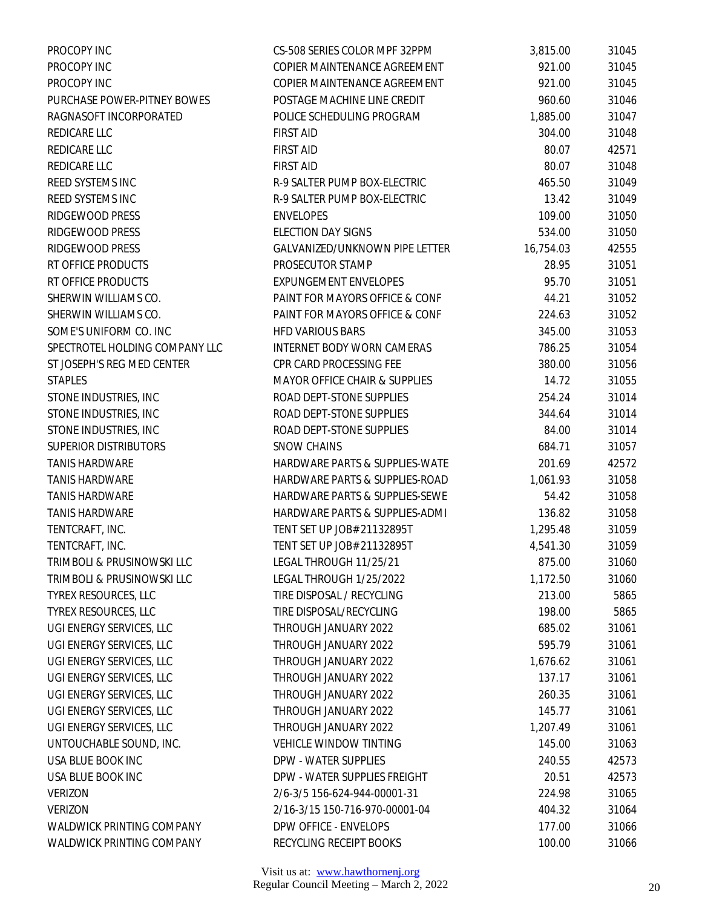| | | | |
|---|---|---|---|
| PROCOPY INC | CS-508 SERIES COLOR MPF 32PPM | 3,815.00 | 31045 |
| PROCOPY INC | COPIER MAINTENANCE AGREEMENT | 921.00 | 31045 |
| PROCOPY INC | COPIER MAINTENANCE AGREEMENT | 921.00 | 31045 |
| PURCHASE POWER-PITNEY BOWES | POSTAGE MACHINE LINE CREDIT | 960.60 | 31046 |
| RAGNASOFT INCORPORATED | POLICE SCHEDULING PROGRAM | 1,885.00 | 31047 |
| REDICARE LLC | FIRST AID | 304.00 | 31048 |
| REDICARE LLC | FIRST AID | 80.07 | 42571 |
| REDICARE LLC | FIRST AID | 80.07 | 31048 |
| REED SYSTEMS INC | R-9 SALTER PUMP BOX-ELECTRIC | 465.50 | 31049 |
| REED SYSTEMS INC | R-9 SALTER PUMP BOX-ELECTRIC | 13.42 | 31049 |
| RIDGEWOOD PRESS | ENVELOPES | 109.00 | 31050 |
| RIDGEWOOD PRESS | ELECTION DAY SIGNS | 534.00 | 31050 |
| RIDGEWOOD PRESS | GALVANIZED/UNKNOWN PIPE LETTER | 16,754.03 | 42555 |
| RT OFFICE PRODUCTS | PROSECUTOR STAMP | 28.95 | 31051 |
| RT OFFICE PRODUCTS | EXPUNGEMENT ENVELOPES | 95.70 | 31051 |
| SHERWIN WILLIAMS CO. | PAINT FOR MAYORS OFFICE & CONF | 44.21 | 31052 |
| SHERWIN WILLIAMS CO. | PAINT FOR MAYORS OFFICE & CONF | 224.63 | 31052 |
| SOME'S UNIFORM CO. INC | HFD VARIOUS BARS | 345.00 | 31053 |
| SPECTROTEL HOLDING COMPANY LLC | INTERNET BODY WORN CAMERAS | 786.25 | 31054 |
| ST JOSEPH'S REG MED CENTER | CPR CARD PROCESSING FEE | 380.00 | 31056 |
| STAPLES | MAYOR OFFICE CHAIR & SUPPLIES | 14.72 | 31055 |
| STONE INDUSTRIES, INC | ROAD DEPT-STONE SUPPLIES | 254.24 | 31014 |
| STONE INDUSTRIES, INC | ROAD DEPT-STONE SUPPLIES | 344.64 | 31014 |
| STONE INDUSTRIES, INC | ROAD DEPT-STONE SUPPLIES | 84.00 | 31014 |
| SUPERIOR DISTRIBUTORS | SNOW CHAINS | 684.71 | 31057 |
| TANIS HARDWARE | HARDWARE PARTS & SUPPLIES-WATE | 201.69 | 42572 |
| TANIS HARDWARE | HARDWARE PARTS & SUPPLIES-ROAD | 1,061.93 | 31058 |
| TANIS HARDWARE | HARDWARE PARTS & SUPPLIES-SEWE | 54.42 | 31058 |
| TANIS HARDWARE | HARDWARE PARTS & SUPPLIES-ADMI | 136.82 | 31058 |
| TENTCRAFT, INC. | TENT SET UP JOB# 21132895T | 1,295.48 | 31059 |
| TENTCRAFT, INC. | TENT SET UP JOB# 21132895T | 4,541.30 | 31059 |
| TRIMBOLI & PRUSINOWSKI LLC | LEGAL THROUGH 11/25/21 | 875.00 | 31060 |
| TRIMBOLI & PRUSINOWSKI LLC | LEGAL THROUGH 1/25/2022 | 1,172.50 | 31060 |
| TYREX RESOURCES, LLC | TIRE DISPOSAL / RECYCLING | 213.00 | 5865 |
| TYREX RESOURCES, LLC | TIRE DISPOSAL/RECYCLING | 198.00 | 5865 |
| UGI ENERGY SERVICES, LLC | THROUGH JANUARY 2022 | 685.02 | 31061 |
| UGI ENERGY SERVICES, LLC | THROUGH JANUARY 2022 | 595.79 | 31061 |
| UGI ENERGY SERVICES, LLC | THROUGH JANUARY 2022 | 1,676.62 | 31061 |
| UGI ENERGY SERVICES, LLC | THROUGH JANUARY 2022 | 137.17 | 31061 |
| UGI ENERGY SERVICES, LLC | THROUGH JANUARY 2022 | 260.35 | 31061 |
| UGI ENERGY SERVICES, LLC | THROUGH JANUARY 2022 | 145.77 | 31061 |
| UGI ENERGY SERVICES, LLC | THROUGH JANUARY 2022 | 1,207.49 | 31061 |
| UNTOUCHABLE SOUND, INC. | VEHICLE WINDOW TINTING | 145.00 | 31063 |
| USA BLUE BOOK INC | DPW - WATER SUPPLIES | 240.55 | 42573 |
| USA BLUE BOOK INC | DPW - WATER SUPPLIES FREIGHT | 20.51 | 42573 |
| VERIZON | 2/6-3/5 156-624-944-00001-31 | 224.98 | 31065 |
| VERIZON | 2/16-3/15 150-716-970-00001-04 | 404.32 | 31064 |
| WALDWICK PRINTING COMPANY | DPW OFFICE - ENVELOPS | 177.00 | 31066 |
| WALDWICK PRINTING COMPANY | RECYCLING RECEIPT BOOKS | 100.00 | 31066 |

Visit us at: www.hawthornenj.org
Regular Council Meeting – March 2, 2022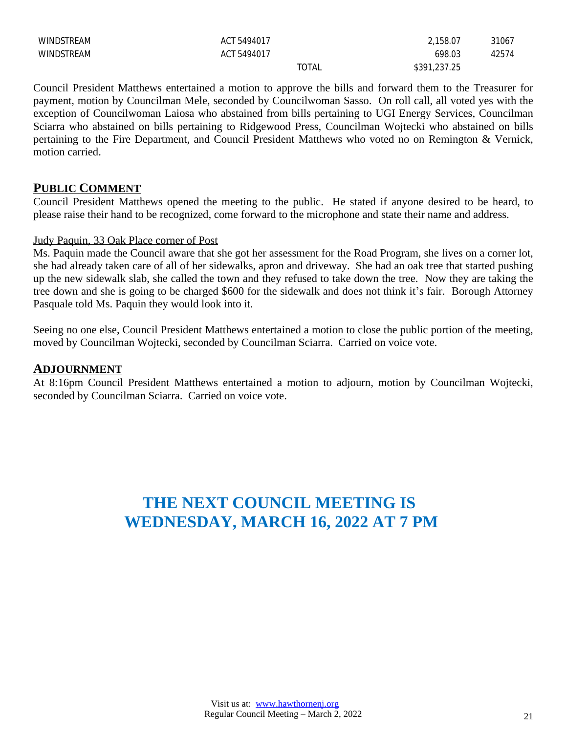| | | | | |
|---|---|---|---|---|
| WINDSTREAM | ACT 5494017 | | 2,158.07 | 31067 |
| WINDSTREAM | ACT 5494017 | | 698.03 | 42574 |
| | | TOTAL | $391,237.25 | |

Council President Matthews entertained a motion to approve the bills and forward them to the Treasurer for payment, motion by Councilman Mele, seconded by Councilwoman Sasso. On roll call, all voted yes with the exception of Councilwoman Laiosa who abstained from bills pertaining to UGI Energy Services, Councilman Sciarra who abstained on bills pertaining to Ridgewood Press, Councilman Wojtecki who abstained on bills pertaining to the Fire Department, and Council President Matthews who voted no on Remington & Vernick, motion carried.

## PUBLIC COMMENT

Council President Matthews opened the meeting to the public. He stated if anyone desired to be heard, to please raise their hand to be recognized, come forward to the microphone and state their name and address.

Judy Paquin, 33 Oak Place corner of Post

Ms. Paquin made the Council aware that she got her assessment for the Road Program, she lives on a corner lot, she had already taken care of all of her sidewalks, apron and driveway. She had an oak tree that started pushing up the new sidewalk slab, she called the town and they refused to take down the tree. Now they are taking the tree down and she is going to be charged $600 for the sidewalk and does not think it's fair. Borough Attorney Pasquale told Ms. Paquin they would look into it.

Seeing no one else, Council President Matthews entertained a motion to close the public portion of the meeting, moved by Councilman Wojtecki, seconded by Councilman Sciarra. Carried on voice vote.

## ADJOURNMENT

At 8:16pm Council President Matthews entertained a motion to adjourn, motion by Councilman Wojtecki, seconded by Councilman Sciarra. Carried on voice vote.

# THE NEXT COUNCIL MEETING IS WEDNESDAY, MARCH 16, 2022 AT 7 PM